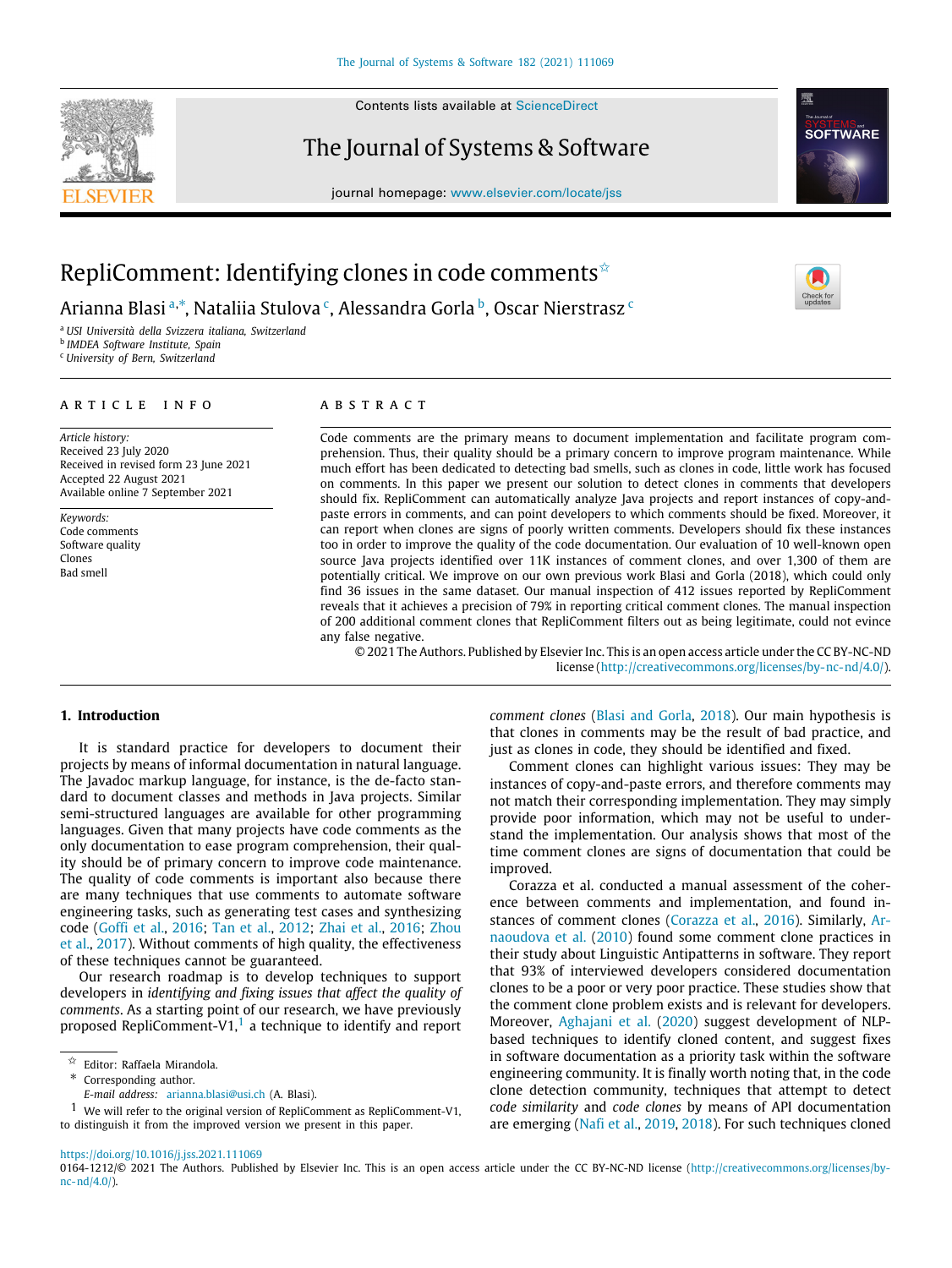# RepliComment: Identifying clones in code comments[☆]

Arianna Blasi[a,*], Nataliia Stulova[c], Alessandra Gorla[b], Oscar Nierstrasz[c]

[a] USI Università della Svizzera italiana, Switzerland
[b] IMDEA Software Institute, Spain
[c] University of Bern, Switzerland

## ARTICLE INFO

*Article history:*
Received 23 July 2020
Received in revised form 23 June 2021
Accepted 22 August 2021
Available online 7 September 2021

*Keywords:*
Code comments
Software quality
Clones
Bad smell

## ABSTRACT

Code comments are the primary means to document implementation and facilitate program comprehension. Thus, their quality should be a primary concern to improve program maintenance. While much effort has been dedicated to detecting bad smells, such as clones in code, little work has focused on comments. In this paper we present our solution to detect clones in comments that developers should fix. RepliComment can automatically analyze Java projects and report instances of copy-and-paste errors in comments, and can point developers to which comments should be fixed. Moreover, it can report when clones are signs of poorly written comments. Developers should fix these instances too in order to improve the quality of the code documentation. Our evaluation of 10 well-known open source Java projects identified over 11K instances of comment clones, and over 1,300 of them are potentially critical. We improve on our own previous work Blasi and Gorla (2018), which could only find 36 issues in the same dataset. Our manual inspection of 412 issues reported by RepliComment reveals that it achieves a precision of 79% in reporting critical comment clones. The manual inspection of 200 additional comment clones that RepliComment filters out as being legitimate, could not evince any false negative.

© 2021 The Authors. Published by Elsevier Inc. This is an open access article under the CC BY-NC-ND license (http://creativecommons.org/licenses/by-nc-nd/4.0/).

## 1. Introduction

It is standard practice for developers to document their projects by means of informal documentation in natural language. The Javadoc markup language, for instance, is the de-facto standard to document classes and methods in Java projects. Similar semi-structured languages are available for other programming languages. Given that many projects have code comments as the only documentation to ease program comprehension, their quality should be of primary concern to improve code maintenance. The quality of code comments is important also because there are many techniques that use comments to automate software engineering tasks, such as generating test cases and synthesizing code (Goffi et al., 2016; Tan et al., 2012; Zhai et al., 2016; Zhou et al., 2017). Without comments of high quality, the effectiveness of these techniques cannot be guaranteed.

Our research roadmap is to develop techniques to support developers in *identifying and fixing issues that affect the quality of comments*. As a starting point of our research, we have previously proposed RepliComment-V1,[1] a technique to identify and report *comment clones* (Blasi and Gorla, 2018). Our main hypothesis is that clones in comments may be the result of bad practice, and just as clones in code, they should be identified and fixed.

Comment clones can highlight various issues: They may be instances of copy-and-paste errors, and therefore comments may not match their corresponding implementation. They may simply provide poor information, which may not be useful to understand the implementation. Our analysis shows that most of the time comment clones are signs of documentation that could be improved.

Corazza et al. conducted a manual assessment of the coherence between comments and implementation, and found instances of comment clones (Corazza et al., 2016). Similarly, Arnaoudova et al. (2010) found some comment clone practices in their study about Linguistic Antipatterns in software. They report that 93% of interviewed developers considered documentation clones to be a poor or very poor practice. These studies show that the comment clone problem exists and is relevant for developers. Moreover, Aghajani et al. (2020) suggest development of NLP-based techniques to identify cloned content, and suggest fixes in software documentation as a priority task within the software engineering community. It is finally worth noting that, in the code clone detection community, techniques that attempt to detect *code similarity* and *code clones* by means of API documentation are emerging (Nafi et al., 2019, 2018). For such techniques cloned

---

[☆] Editor: Raffaela Mirandola.
[*] Corresponding author.
*E-mail address:* arianna.blasi@usi.ch (A. Blasi).
[1] We will refer to the original version of RepliComment as RepliComment-V1, to distinguish it from the improved version we present in this paper.

https://doi.org/10.1016/j.jss.2021.111069
0164-1212/© 2021 The Authors. Published by Elsevier Inc. This is an open access article under the CC BY-NC-ND license (http://creativecommons.org/licenses/by-nc-nd/4.0/).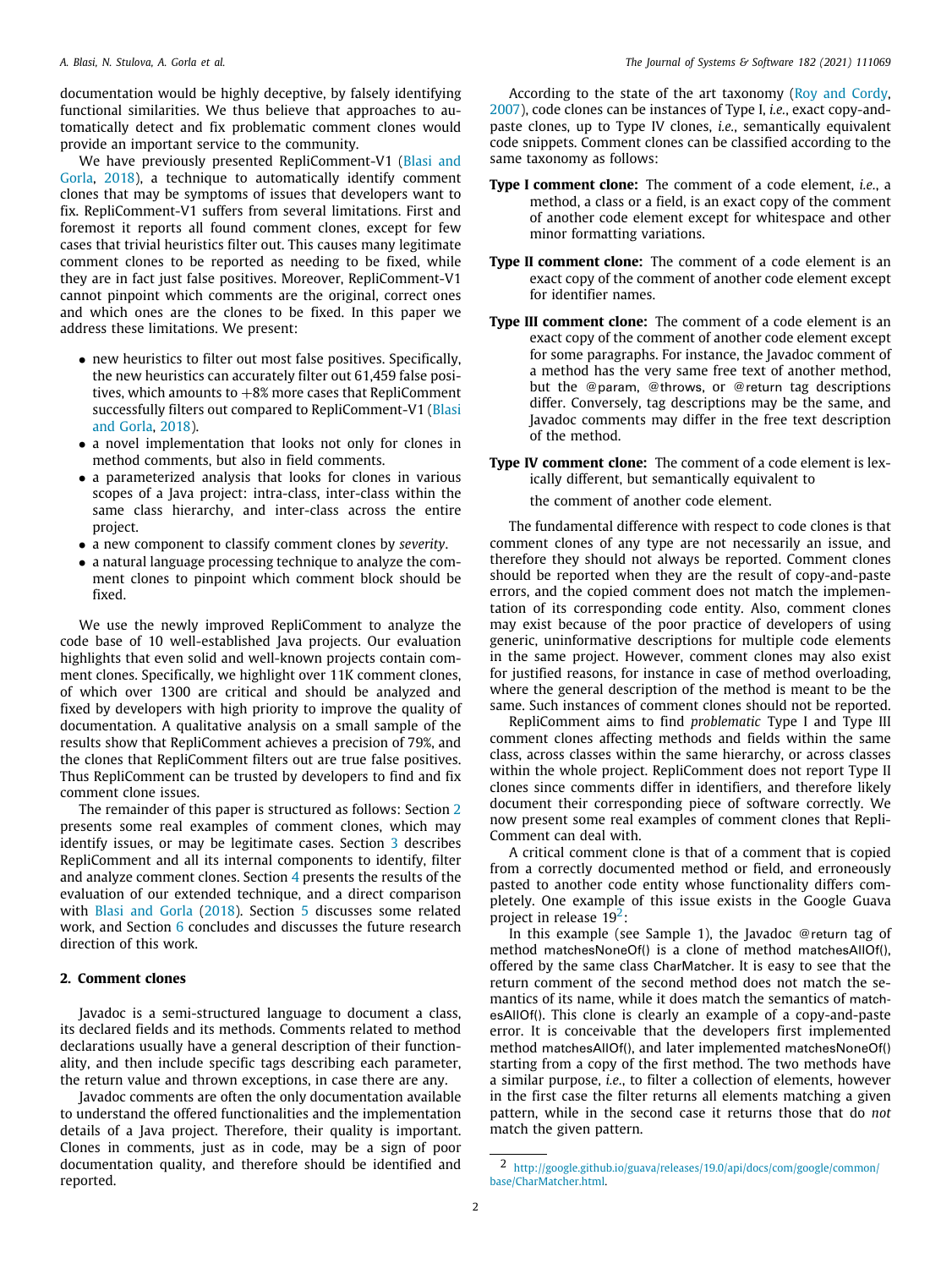documentation would be highly deceptive, by falsely identifying functional similarities. We thus believe that approaches to automatically detect and fix problematic comment clones would provide an important service to the community.

We have previously presented RepliComment-V1 (Blasi and Gorla, 2018), a technique to automatically identify comment clones that may be symptoms of issues that developers want to fix. RepliComment-V1 suffers from several limitations. First and foremost it reports all found comment clones, except for few cases that trivial heuristics filter out. This causes many legitimate comment clones to be reported as needing to be fixed, while they are in fact just false positives. Moreover, RepliComment-V1 cannot pinpoint which comments are the original, correct ones and which ones are the clones to be fixed. In this paper we address these limitations. We present:

- new heuristics to filter out most false positives. Specifically, the new heuristics can accurately filter out 61,459 false positives, which amounts to +8% more cases that RepliComment successfully filters out compared to RepliComment-V1 (Blasi and Gorla, 2018).
- a novel implementation that looks not only for clones in method comments, but also in field comments.
- a parameterized analysis that looks for clones in various scopes of a Java project: intra-class, inter-class within the same class hierarchy, and inter-class across the entire project.
- a new component to classify comment clones by *severity*.
- a natural language processing technique to analyze the comment clones to pinpoint which comment block should be fixed.

We use the newly improved RepliComment to analyze the code base of 10 well-established Java projects. Our evaluation highlights that even solid and well-known projects contain comment clones. Specifically, we highlight over 11K comment clones, of which over 1300 are critical and should be analyzed and fixed by developers with high priority to improve the quality of documentation. A qualitative analysis on a small sample of the results show that RepliComment achieves a precision of 79%, and the clones that RepliComment filters out are true false positives. Thus RepliComment can be trusted by developers to find and fix comment clone issues.

The remainder of this paper is structured as follows: Section 2 presents some real examples of comment clones, which may identify issues, or may be legitimate cases. Section 3 describes RepliComment and all its internal components to identify, filter and analyze comment clones. Section 4 presents the results of the evaluation of our extended technique, and a direct comparison with Blasi and Gorla (2018). Section 5 discusses some related work, and Section 6 concludes and discusses the future research direction of this work.

## 2. Comment clones

Javadoc is a semi-structured language to document a class, its declared fields and its methods. Comments related to method declarations usually have a general description of their functionality, and then include specific tags describing each parameter, the return value and thrown exceptions, in case there are any.

Javadoc comments are often the only documentation available to understand the offered functionalities and the implementation details of a Java project. Therefore, their quality is important. Clones in comments, just as in code, may be a sign of poor documentation quality, and therefore should be identified and reported.

According to the state of the art taxonomy (Roy and Cordy, 2007), code clones can be instances of Type I, *i.e.*, exact copy-and-paste clones, up to Type IV clones, *i.e.*, semantically equivalent code snippets. Comment clones can be classified according to the same taxonomy as follows:

**Type I comment clone:** The comment of a code element, *i.e.*, a method, a class or a field, is an exact copy of the comment of another code element except for whitespace and other minor formatting variations.

**Type II comment clone:** The comment of a code element is an exact copy of the comment of another code element except for identifier names.

**Type III comment clone:** The comment of a code element is an exact copy of the comment of another code element except for some paragraphs. For instance, the Javadoc comment of a method has the very same free text of another method, but the @param, @throws, or @return tag descriptions differ. Conversely, tag descriptions may be the same, and Javadoc comments may differ in the free text description of the method.

**Type IV comment clone:** The comment of a code element is lexically different, but semantically equivalent to the comment of another code element.

The fundamental difference with respect to code clones is that comment clones of any type are not necessarily an issue, and therefore they should not always be reported. Comment clones should be reported when they are the result of copy-and-paste errors, and the copied comment does not match the implementation of its corresponding code entity. Also, comment clones may exist because of the poor practice of developers of using generic, uninformative descriptions for multiple code elements in the same project. However, comment clones may also exist for justified reasons, for instance in case of method overloading, where the general description of the method is meant to be the same. Such instances of comment clones should not be reported.

RepliComment aims to find *problematic* Type I and Type III comment clones affecting methods and fields within the same class, across classes within the same hierarchy, or across classes within the whole project. RepliComment does not report Type II clones since comments differ in identifiers, and therefore likely document their corresponding piece of software correctly. We now present some real examples of comment clones that RepliComment can deal with.

A critical comment clone is that of a comment that is copied from a correctly documented method or field, and erroneously pasted to another code entity whose functionality differs completely. One example of this issue exists in the Google Guava project in release 19[2]:

In this example (see Sample 1), the Javadoc @return tag of method matchesNoneOf() is a clone of method matchesAllOf(), offered by the same class CharMatcher. It is easy to see that the return comment of the second method does not match the semantics of its name, while it does match the semantics of matchesAllOf(). This clone is clearly an example of a copy-and-paste error. It is conceivable that the developers first implemented method matchesAllOf(), and later implemented matchesNoneOf() starting from a copy of the first method. The two methods have a similar purpose, *i.e.*, to filter a collection of elements, however in the first case the filter returns all elements matching a given pattern, while in the second case it returns those that do *not* match the given pattern.

[2] http://google.github.io/guava/releases/19.0/api/docs/com/google/common/base/CharMatcher.html.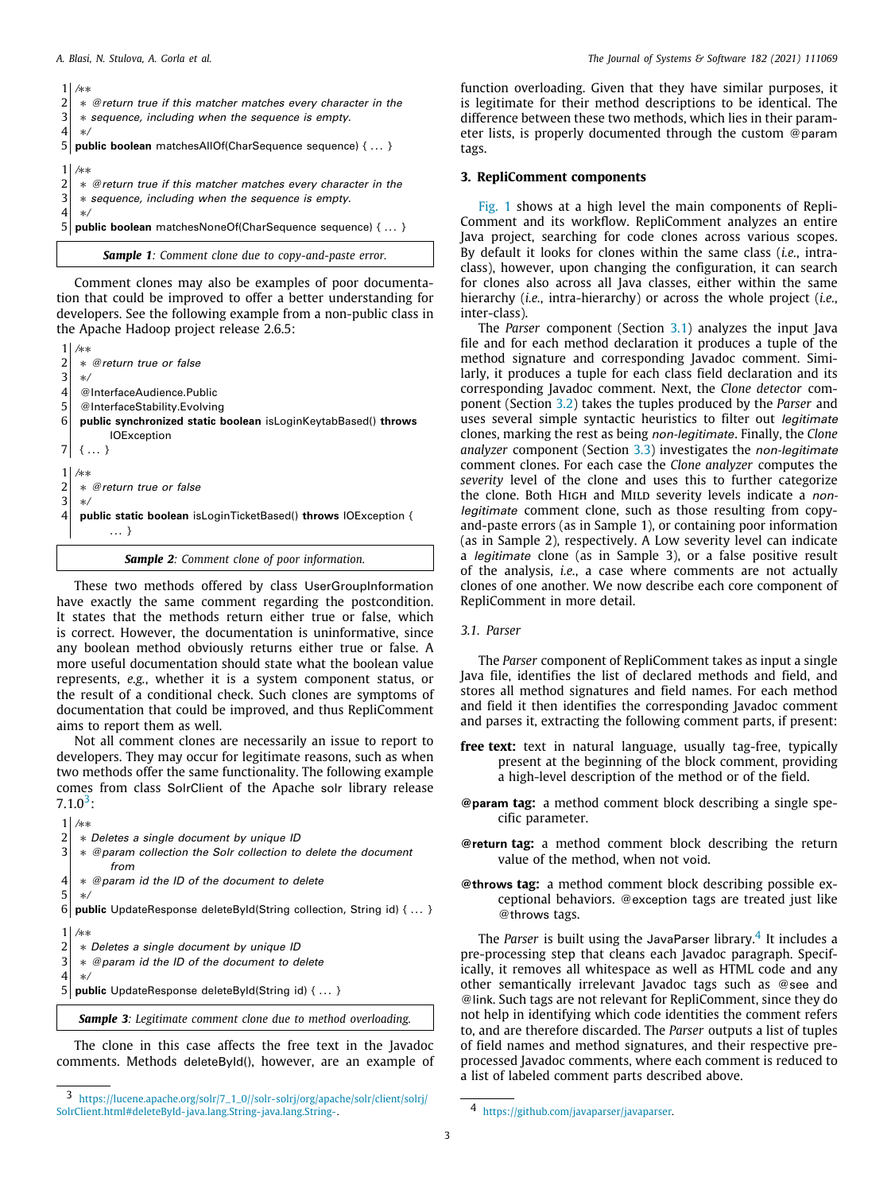```
1 /**
2  * @return true if this matcher matches every character in the
3  * sequence, including when the sequence is empty.
4  */
5 public boolean matchesAllOf(CharSequence sequence) { ... }
```

```
1 /**
2  * @return true if this matcher matches every character in the
3  * sequence, including when the sequence is empty.
4  */
5 public boolean matchesNoneOf(CharSequence sequence) { ... }
```

***Sample 1**: Comment clone due to copy-and-paste error.*

Comment clones may also be examples of poor documentation that could be improved to offer a better understanding for developers. See the following example from a non-public class in the Apache Hadoop project release 2.6.5:

```
1 /**
2  * @return true or false
3  */
4 @InterfaceAudience.Public
5 @InterfaceStability.Evolving
6 public synchronized static boolean isLoginKeytabBased() throws
      IOException
7 { ... }
```

```
1 /**
2  * @return true or false
3  */
4 public static boolean isLoginTicketBased() throws IOException {
      ... }
```

***Sample 2**: Comment clone of poor information.*

These two methods offered by class UserGroupInformation have exactly the same comment regarding the postcondition. It states that the methods return either true or false, which is correct. However, the documentation is uninformative, since any boolean method obviously returns either true or false. A more useful documentation should state what the boolean value represents, *e.g.*, whether it is a system component status, or the result of a conditional check. Such clones are symptoms of documentation that could be improved, and thus RepliComment aims to report them as well.

Not all comment clones are necessarily an issue to report to developers. They may occur for legitimate reasons, such as when two methods offer the same functionality. The following example comes from class SolrClient of the Apache solr library release 7.1.0[3]:

```
1 /**
2  * Deletes a single document by unique ID
3  * @param collection the Solr collection to delete the document
      from
4  * @param id the ID of the document to delete
5  */
6 public UpdateResponse deleteById(String collection, String id) { ... }
```

```
1 /**
2  * Deletes a single document by unique ID
3  * @param id the ID of the document to delete
4  */
5 public UpdateResponse deleteById(String id) { ... }
```

***Sample 3**: Legitimate comment clone due to method overloading.*

The clone in this case affects the free text in the Javadoc comments. Methods deleteById(), however, are an example of function overloading. Given that they have similar purposes, it is legitimate for their method descriptions to be identical. The difference between these two methods, which lies in their parameter lists, is properly documented through the custom @param tags.

## 3. RepliComment components

Fig. 1 shows at a high level the main components of RepliComment and its workflow. RepliComment analyzes an entire Java project, searching for code clones across various scopes. By default it looks for clones within the same class (*i.e.*, intra-class), however, upon changing the configuration, it can search for clones also across all Java classes, either within the same hierarchy (*i.e.*, intra-hierarchy) or across the whole project (*i.e.*, inter-class).

The *Parser* component (Section 3.1) analyzes the input Java file and for each method declaration it produces a tuple of the method signature and corresponding Javadoc comment. Similarly, it produces a tuple for each class field declaration and its corresponding Javadoc comment. Next, the *Clone detector* component (Section 3.2) takes the tuples produced by the *Parser* and uses several simple syntactic heuristics to filter out *legitimate* clones, marking the rest as being *non-legitimate*. Finally, the *Clone analyzer* component (Section 3.3) investigates the *non-legitimate* comment clones. For each case the *Clone analyzer* computes the *severity* level of the clone and uses this to further categorize the clone. Both High and Mild severity levels indicate a *non-legitimate* comment clone, such as those resulting from copy-and-paste errors (as in Sample 1), or containing poor information (as in Sample 2), respectively. A Low severity level can indicate a *legitimate* clone (as in Sample 3), or a false positive result of the analysis, *i.e.*, a case where comments are not actually clones of one another. We now describe each core component of RepliComment in more detail.

### 3.1. Parser

The *Parser* component of RepliComment takes as input a single Java file, identifies the list of declared methods and field, and stores all method signatures and field names. For each method and field it then identifies the corresponding Javadoc comment and parses it, extracting the following comment parts, if present:

- **free text:** text in natural language, usually tag-free, typically present at the beginning of the block comment, providing a high-level description of the method or of the field.
- **@param tag:** a method comment block describing a single specific parameter.
- **@return tag:** a method comment block describing the return value of the method, when not void.
- **@throws tag:** a method comment block describing possible exceptional behaviors. @exception tags are treated just like @throws tags.

The *Parser* is built using the JavaParser library.[4] It includes a pre-processing step that cleans each Javadoc paragraph. Specifically, it removes all whitespace as well as HTML code and any other semantically irrelevant Javadoc tags such as @see and @link. Such tags are not relevant for RepliComment, since they do not help in identifying which code identities the comment refers to, and are therefore discarded. The *Parser* outputs a list of tuples of field names and method signatures, and their respective pre-processed Javadoc comments, where each comment is reduced to a list of labeled comment parts described above.

---

[3] https://lucene.apache.org/solr/7_1_0//solr-solrj/org/apache/solr/client/solrj/SolrClient.html#deleteById-java.lang.String-java.lang.String-.

[4] https://github.com/javaparser/javaparser.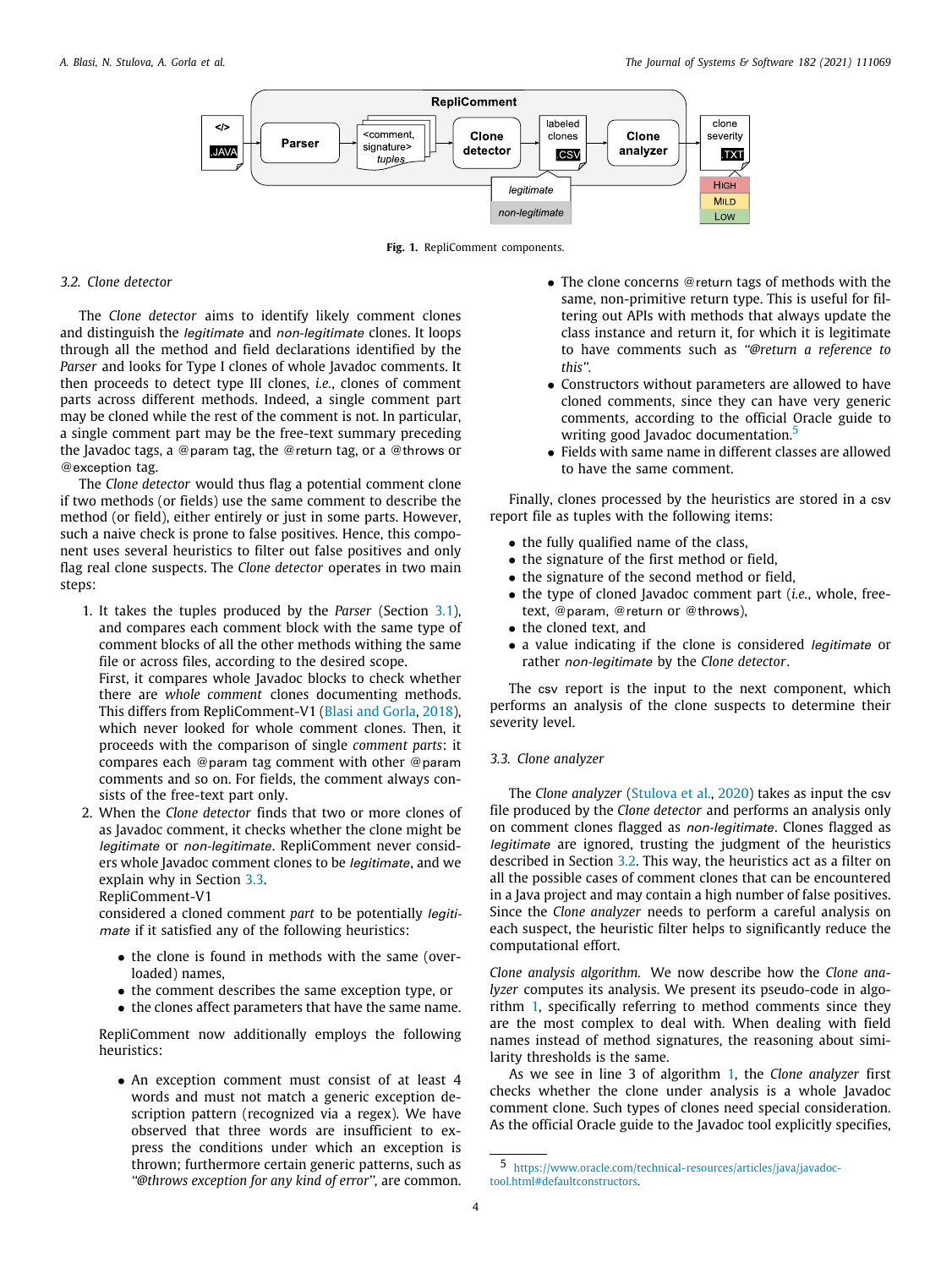Fig. 1. RepliComment components.

### 3.2. Clone detector

The *Clone detector* aims to identify likely comment clones and distinguish the *legitimate* and *non-legitimate* clones. It loops through all the method and field declarations identified by the *Parser* and looks for Type I clones of whole Javadoc comments. It then proceeds to detect type III clones, *i.e.*, clones of comment parts across different methods. Indeed, a single comment part may be cloned while the rest of the comment is not. In particular, a single comment part may be the free-text summary preceding the Javadoc tags, a @param tag, the @return tag, or a @throws or @exception tag.

The *Clone detector* would thus flag a potential comment clone if two methods (or fields) use the same comment to describe the method (or field), either entirely or just in some parts. However, such a naive check is prone to false positives. Hence, this component uses several heuristics to filter out false positives and only flag real clone suspects. The *Clone detector* operates in two main steps:

1. It takes the tuples produced by the *Parser* (Section 3.1), and compares each comment block with the same type of comment blocks of all the other methods withing the same file or across files, according to the desired scope.
   First, it compares whole Javadoc blocks to check whether there are *whole comment* clones documenting methods. This differs from RepliComment-V1 (Blasi and Gorla, 2018), which never looked for whole comment clones. Then, it proceeds with the comparison of single *comment parts*: it compares each @param tag comment with other @param comments and so on. For fields, the comment always consists of the free-text part only.
2. When the *Clone detector* finds that two or more clones of as Javadoc comment, it checks whether the clone might be *legitimate* or *non-legitimate*. RepliComment never considers whole Javadoc comment clones to be *legitimate*, and we explain why in Section 3.3.
   RepliComment-V1
   considered a cloned comment *part* to be potentially *legitimate* if it satisfied any of the following heuristics:
   - the clone is found in methods with the same (overloaded) names,
   - the comment describes the same exception type, or
   - the clones affect parameters that have the same name.

   RepliComment now additionally employs the following heuristics:

   - An exception comment must consist of at least 4 words and must not match a generic exception description pattern (recognized via a regex). We have observed that three words are insufficient to express the conditions under which an exception is thrown; furthermore certain generic patterns, such as *"@throws exception for any kind of error"*, are common.
   - The clone concerns @return tags of methods with the same, non-primitive return type. This is useful for filtering out APIs with methods that always update the class instance and return it, for which it is legitimate to have comments such as *"@return a reference to this"*.
   - Constructors without parameters are allowed to have cloned comments, since they can have very generic comments, according to the official Oracle guide to writing good Javadoc documentation.[5]
   - Fields with same name in different classes are allowed to have the same comment.

Finally, clones processed by the heuristics are stored in a csv report file as tuples with the following items:

- the fully qualified name of the class,
- the signature of the first method or field,
- the signature of the second method or field,
- the type of cloned Javadoc comment part (*i.e.*, whole, free-text, @param, @return or @throws),
- the cloned text, and
- a value indicating if the clone is considered *legitimate* or rather *non-legitimate* by the *Clone detector*.

The csv report is the input to the next component, which performs an analysis of the clone suspects to determine their severity level.

### 3.3. Clone analyzer

The *Clone analyzer* (Stulova et al., 2020) takes as input the csv file produced by the *Clone detector* and performs an analysis only on comment clones flagged as *non-legitimate*. Clones flagged as *legitimate* are ignored, trusting the judgment of the heuristics described in Section 3.2. This way, the heuristics act as a filter on all the possible cases of comment clones that can be encountered in a Java project and may contain a high number of false positives. Since the *Clone analyzer* needs to perform a careful analysis on each suspect, the heuristic filter helps to significantly reduce the computational effort.

*Clone analysis algorithm.* We now describe how the *Clone analyzer* computes its analysis. We present its pseudo-code in algorithm 1, specifically referring to method comments since they are the most complex to deal with. When dealing with field names instead of method signatures, the reasoning about similarity thresholds is the same.

As we see in line 3 of algorithm 1, the *Clone analyzer* first checks whether the clone under analysis is a whole Javadoc comment clone. Such types of clones need special consideration. As the official Oracle guide to the Javadoc tool explicitly specifies,

[5] https://www.oracle.com/technical-resources/articles/java/javadoc-tool.html#defaultconstructors.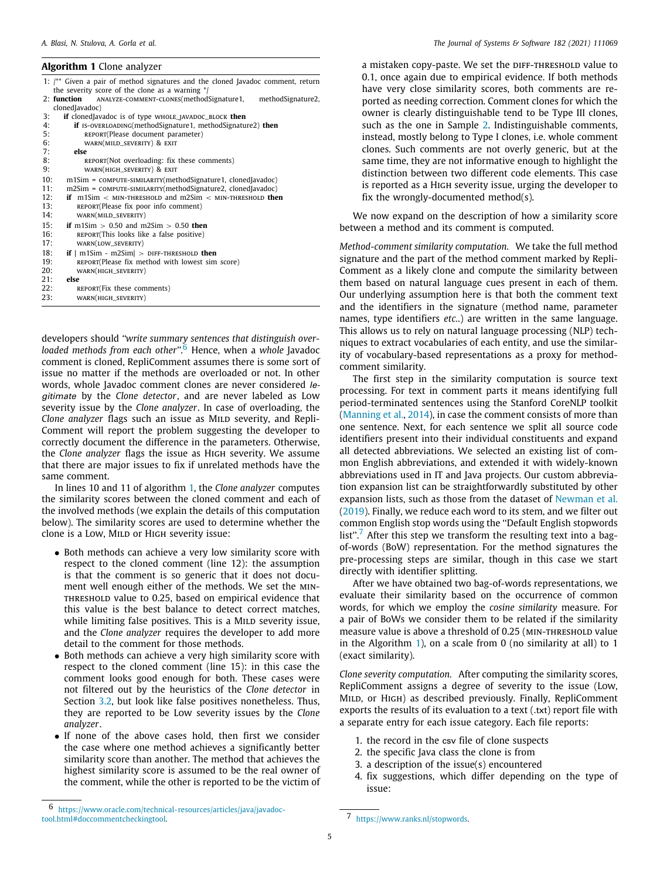**Algorithm 1** Clone analyzer

```
1: /** Given a pair of method signatures and the cloned Javadoc comment, return
   the severity score of the clone as a warning */
2: function ANALYZE-COMMENT-CLONES(methodSignature1, methodSignature2,
   clonedJavadoc)
3:   if clonedJavadoc is of type WHOLE_JAVADOC_BLOCK then
4:     if IS-OVERLOADING(methodSignature1, methodSignature2) then
5:       REPORT(Please document parameter)
6:       WARN(MILD_SEVERITY) & EXIT
7:     else
8:       REPORT(Not overloading: fix these comments)
9:       WARN(HIGH_SEVERITY) & EXIT
10:  m1Sim = COMPUTE-SIMILARITY(methodSignature1, clonedJavadoc)
11:  m2Sim = COMPUTE-SIMILARITY(methodSignature2, clonedJavadoc)
12:  if m1Sim < MIN-THRESHOLD and m2Sim < MIN-THRESHOLD then
13:    REPORT(Please fix poor info comment)
14:    WARN(MILD_SEVERITY)
15:  if m1Sim > 0.50 and m2Sim > 0.50 then
16:    REPORT(This looks like a false positive)
17:    WARN(LOW_SEVERITY)
18:  if | m1Sim - m2Sim| > DIFF-THRESHOLD then
19:    REPORT(Please fix method with lowest sim score)
20:    WARN(HIGH_SEVERITY)
21:  else
22:    REPORT(Fix these comments)
23:    WARN(HIGH_SEVERITY)
```

developers should *"write summary sentences that distinguish overloaded methods from each other"*.[6] Hence, when a *whole* Javadoc comment is cloned, RepliComment assumes there is some sort of issue no matter if the methods are overloaded or not. In other words, whole Javadoc comment clones are never considered *legitimate* by the *Clone detector*, and are never labeled as Low severity issue by the *Clone analyzer*. In case of overloading, the *Clone analyzer* flags such an issue as MILD severity, and RepliComment will report the problem suggesting the developer to correctly document the difference in the parameters. Otherwise, the *Clone analyzer* flags the issue as HIGH severity. We assume that there are major issues to fix if unrelated methods have the same comment.

In lines 10 and 11 of algorithm 1, the *Clone analyzer* computes the similarity scores between the cloned comment and each of the involved methods (we explain the details of this computation below). The similarity scores are used to determine whether the clone is a Low, MILD or HIGH severity issue:

- Both methods can achieve a very low similarity score with respect to the cloned comment (line 12): the assumption is that the comment is so generic that it does not document well enough either of the methods. We set the MIN-THRESHOLD value to 0.25, based on empirical evidence that this value is the best balance to detect correct matches, while limiting false positives. This is a MILD severity issue, and the *Clone analyzer* requires the developer to add more detail to the comment for those methods.
- Both methods can achieve a very high similarity score with respect to the cloned comment (line 15): in this case the comment looks good enough for both. These cases were not filtered out by the heuristics of the *Clone detector* in Section 3.2, but look like false positives nonetheless. Thus, they are reported to be Low severity issues by the *Clone analyzer*.
- If none of the above cases hold, then first we consider the case where one method achieves a significantly better similarity score than another. The method that achieves the highest similarity score is assumed to be the real owner of the comment, while the other is reported to be the victim of a mistaken copy-paste. We set the DIFF-THRESHOLD value to 0.1, once again due to empirical evidence. If both methods have very close similarity scores, both comments are reported as needing correction. Comment clones for which the owner is clearly distinguishable tend to be Type III clones, such as the one in Sample 2. Indistinguishable comments, instead, mostly belong to Type I clones, i.e. whole comment clones. Such comments are not overly generic, but at the same time, they are not informative enough to highlight the distinction between two different code elements. This case is reported as a HIGH severity issue, urging the developer to fix the wrongly-documented method(s).

We now expand on the description of how a similarity score between a method and its comment is computed.

*Method-comment similarity computation.* We take the full method signature and the part of the method comment marked by RepliComment as a likely clone and compute the similarity between them based on natural language cues present in each of them. Our underlying assumption here is that both the comment text and the identifiers in the signature (method name, parameter names, type identifiers *etc.*.) are written in the same language. This allows us to rely on natural language processing (NLP) techniques to extract vocabularies of each entity, and use the similarity of vocabulary-based representations as a proxy for method-comment similarity.

The first step in the similarity computation is source text processing. For text in comment parts it means identifying full period-terminated sentences using the Stanford CoreNLP toolkit (Manning et al., 2014), in case the comment consists of more than one sentence. Next, for each sentence we split all source code identifiers present into their individual constituents and expand all detected abbreviations. We selected an existing list of common English abbreviations, and extended it with widely-known abbreviations used in IT and Java projects. Our custom abbreviation expansion list can be straightforwardly substituted by other expansion lists, such as those from the dataset of Newman et al. (2019). Finally, we reduce each word to its stem, and we filter out common English stop words using the "Default English stopwords list".[7] After this step we transform the resulting text into a bag-of-words (BoW) representation. For the method signatures the pre-processing steps are similar, though in this case we start directly with identifier splitting.

After we have obtained two bag-of-words representations, we evaluate their similarity based on the occurrence of common words, for which we employ the *cosine similarity* measure. For a pair of BoWs we consider them to be related if the similarity measure value is above a threshold of 0.25 (MIN-THRESHOLD value in the Algorithm 1), on a scale from 0 (no similarity at all) to 1 (exact similarity).

*Clone severity computation.* After computing the similarity scores, RepliComment assigns a degree of severity to the issue (Low, MILD, or HIGH) as described previously. Finally, RepliComment exports the results of its evaluation to a text (.txt) report file with a separate entry for each issue category. Each file reports:

1. the record in the csv file of clone suspects
2. the specific Java class the clone is from
3. a description of the issue(s) encountered
4. fix suggestions, which differ depending on the type of issue:

---

[6] https://www.oracle.com/technical-resources/articles/java/javadoc-tool.html#doccommentcheckingtool.

[7] https://www.ranks.nl/stopwords.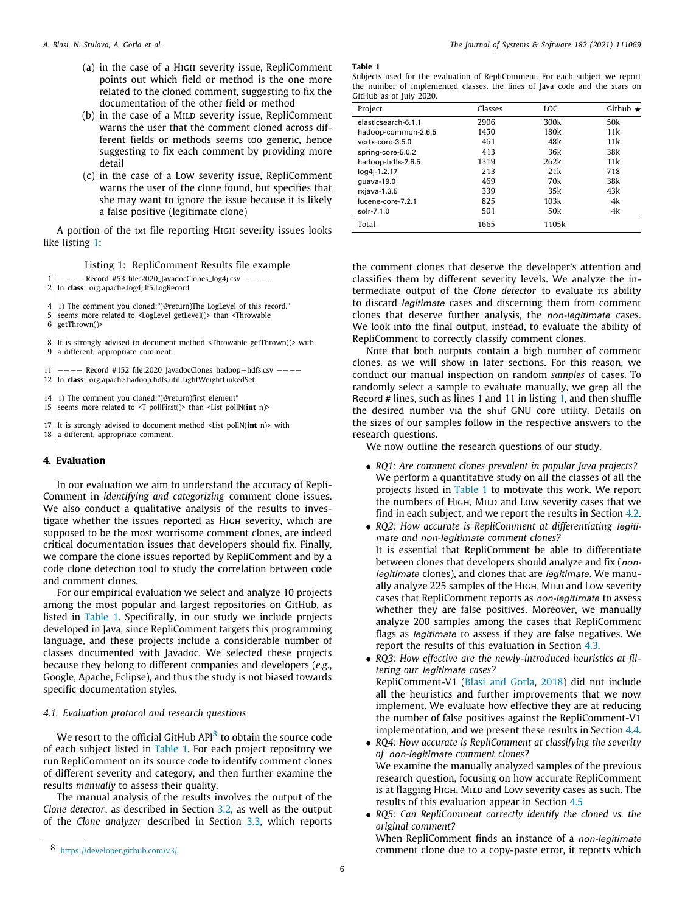(a) in the case of a High severity issue, RepliComment points out which field or method is the one more related to the cloned comment, suggesting to fix the documentation of the other field or method

(b) in the case of a Mild severity issue, RepliComment warns the user that the comment cloned across different fields or methods seems too generic, hence suggesting to fix each comment by providing more detail

(c) in the case of a Low severity issue, RepliComment warns the user of the clone found, but specifies that she may want to ignore the issue because it is likely a false positive (legitimate clone)

A portion of the txt file reporting High severity issues looks like listing 1:

Listing 1: RepliComment Results file example

```
1  ---- Record #53 file:2020_JavadocClones_log4j.csv ----
2  In class: org.apache.log4j.lf5.LogRecord

4  1) The comment you cloned:"(@return)The LogLevel of this record."
5  seems more related to <LogLevel getLevel()> than <Throwable
6  getThrown()>

8  It is strongly advised to document method <Throwable getThrown()> with
9  a different, appropriate comment.

11 ---- Record #152 file:2020_JavadocClones_hadoop-hdfs.csv ----
12 In class: org.apache.hadoop.hdfs.util.LightWeightLinkedSet

14 1) The comment you cloned:"(@return)first element"
15 seems more related to <T pollFirst()> than <List pollN(int n)>

17 It is strongly advised to document method <List pollN(int n)> with
18 a different, appropriate comment.
```

## 4. Evaluation

In our evaluation we aim to understand the accuracy of RepliComment in *identifying and categorizing* comment clone issues. We also conduct a qualitative analysis of the results to investigate whether the issues reported as High severity, which are supposed to be the most worrisome comment clones, are indeed critical documentation issues that developers should fix. Finally, we compare the clone issues reported by RepliComment and by a code clone detection tool to study the correlation between code and comment clones.

For our empirical evaluation we select and analyze 10 projects among the most popular and largest repositories on GitHub, as listed in Table 1. Specifically, in our study we include projects developed in Java, since RepliComment targets this programming language, and these projects include a considerable number of classes documented with Javadoc. We selected these projects because they belong to different companies and developers (*e.g.*, Google, Apache, Eclipse), and thus the study is not biased towards specific documentation styles.

### 4.1. Evaluation protocol and research questions

We resort to the official GitHub API[8] to obtain the source code of each subject listed in Table 1. For each project repository we run RepliComment on its source code to identify comment clones of different severity and category, and then further examine the results *manually* to assess their quality.

The manual analysis of the results involves the output of the *Clone detector*, as described in Section 3.2, as well as the output of the *Clone analyzer* described in Section 3.3, which reports the comment clones that deserve the developer's attention and classifies them by different severity levels. We analyze the intermediate output of the *Clone detector* to evaluate its ability to discard *legitimate* cases and discerning them from comment clones that deserve further analysis, the *non-legitimate* cases. We look into the final output, instead, to evaluate the ability of RepliComment to correctly classify comment clones.

**Table 1**
Subjects used for the evaluation of RepliComment. For each subject we report the number of implemented classes, the lines of Java code and the stars on GitHub as of July 2020.

| Project | Classes | LOC | Github ★ |
|---|---|---|---|
| elasticsearch-6.1.1 | 2906 | 300k | 50k |
| hadoop-common-2.6.5 | 1450 | 180k | 11k |
| vertx-core-3.5.0 | 461 | 48k | 11k |
| spring-core-5.0.2 | 413 | 36k | 38k |
| hadoop-hdfs-2.6.5 | 1319 | 262k | 11k |
| log4j-1.2.17 | 213 | 21k | 718 |
| guava-19.0 | 469 | 70k | 38k |
| rxjava-1.3.5 | 339 | 35k | 43k |
| lucene-core-7.2.1 | 825 | 103k | 4k |
| solr-7.1.0 | 501 | 50k | 4k |
| Total | 1665 | 1105k | |

Note that both outputs contain a high number of comment clones, as we will show in later sections. For this reason, we conduct our manual inspection on random *samples* of cases. To randomly select a sample to evaluate manually, we grep all the Record # lines, such as lines 1 and 11 in listing 1, and then shuffle the desired number via the shuf GNU core utility. Details on the sizes of our samples follow in the respective answers to the research questions.

We now outline the research questions of our study.

- *RQ1: Are comment clones prevalent in popular Java projects?* We perform a quantitative study on all the classes of all the projects listed in Table 1 to motivate this work. We report the numbers of High, Mild and Low severity cases that we find in each subject, and we report the results in Section 4.2.
- *RQ2: How accurate is RepliComment at differentiating legitimate and non-legitimate comment clones?* It is essential that RepliComment be able to differentiate between clones that developers should analyze and fix (*non-legitimate* clones), and clones that are *legitimate*. We manually analyze 225 samples of the High, Mild and Low severity cases that RepliComment reports as *non-legitimate* to assess whether they are false positives. Moreover, we manually analyze 200 samples among the cases that RepliComment flags as *legitimate* to assess if they are false negatives. We report the results of this evaluation in Section 4.3.
- *RQ3: How effective are the newly-introduced heuristics at filtering our legitimate cases?* RepliComment-V1 (Blasi and Gorla, 2018) did not include all the heuristics and further improvements that we now implement. We evaluate how effective they are at reducing the number of false positives against the RepliComment-V1 implementation, and we present these results in Section 4.4.
- *RQ4: How accurate is RepliComment at classifying the severity of non-legitimate comment clones?* We examine the manually analyzed samples of the previous research question, focusing on how accurate RepliComment is at flagging High, Mild and Low severity cases as such. The results of this evaluation appear in Section 4.5
- *RQ5: Can RepliComment correctly identify the cloned vs. the original comment?* When RepliComment finds an instance of a *non-legitimate* comment clone due to a copy-paste error, it reports which

[8] https://developer.github.com/v3/.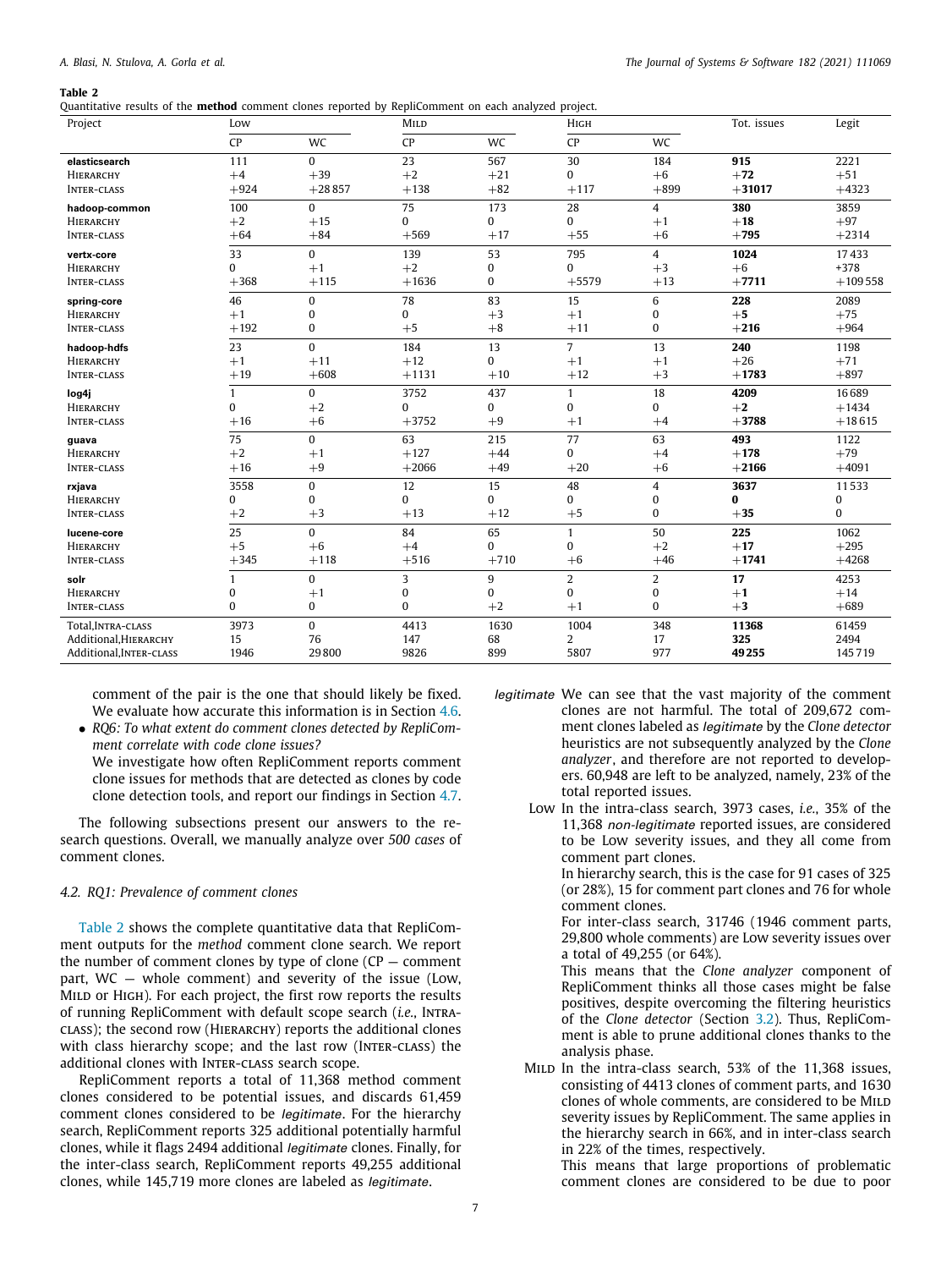**Table 2**
Quantitative results of the **method** comment clones reported by RepliComment on each analyzed project.

| Project | Low | | Mild | | High | | Tot. issues | Legit |
|---|---|---|---|---|---|---|---|---|
| | CP | WC | CP | WC | CP | WC | | |
| **elasticsearch** | 111 | 0 | 23 | 567 | 30 | 184 | **915** | 2221 |
| Hierarchy | +4 | +39 | +2 | +21 | 0 | +6 | **+72** | +51 |
| Inter-class | +924 | +28 857 | +138 | +82 | +117 | +899 | **+31017** | +4323 |
| **hadoop-common** | 100 | 0 | 75 | 173 | 28 | 4 | **380** | 3859 |
| Hierarchy | +2 | +15 | 0 | 0 | 0 | +1 | **+18** | +97 |
| Inter-class | +64 | +84 | +569 | +17 | +55 | +6 | **+795** | +2314 |
| **vertx-core** | 33 | 0 | 139 | 53 | 795 | 4 | **1024** | 17 433 |
| Hierarchy | 0 | +1 | +2 | 0 | 0 | +3 | +6 | +378 |
| Inter-class | +368 | +115 | +1636 | 0 | +5579 | +13 | **+7711** | +109 558 |
| **spring-core** | 46 | 0 | 78 | 83 | 15 | 6 | **228** | 2089 |
| Hierarchy | +1 | 0 | 0 | +3 | +1 | 0 | **+5** | +75 |
| Inter-class | +192 | 0 | +5 | +8 | +11 | 0 | **+216** | +964 |
| **hadoop-hdfs** | 23 | 0 | 184 | 13 | 7 | 13 | **240** | 1198 |
| Hierarchy | +1 | +11 | +12 | 0 | +1 | +1 | **+26** | +71 |
| Inter-class | +19 | +608 | +1131 | +10 | +12 | +3 | **+1783** | +897 |
| **log4j** | 1 | 0 | 3752 | 437 | 1 | 18 | **4209** | 16 689 |
| Hierarchy | 0 | +2 | 0 | 0 | 0 | 0 | **+2** | +1434 |
| Inter-class | +16 | +6 | +3752 | +9 | +1 | +4 | **+3788** | +18 615 |
| **guava** | 75 | 0 | 63 | 215 | 77 | 63 | **493** | 1122 |
| Hierarchy | +2 | +1 | +127 | +44 | 0 | +4 | **+178** | +79 |
| Inter-class | +16 | +9 | +2066 | +49 | +20 | +6 | **+2166** | +4091 |
| **rxjava** | 3558 | 0 | 12 | 15 | 48 | 4 | **3637** | 11 533 |
| Hierarchy | 0 | 0 | 0 | 0 | 0 | 0 | **0** | 0 |
| Inter-class | +2 | +3 | +13 | +12 | +5 | 0 | **+35** | 0 |
| **lucene-core** | 25 | 0 | 84 | 65 | 1 | 50 | **225** | 1062 |
| Hierarchy | +5 | +6 | +4 | 0 | 0 | +2 | **+17** | +295 |
| Inter-class | +345 | +118 | +516 | +710 | +6 | +46 | **+1741** | +4268 |
| **solr** | 1 | 0 | 3 | 9 | 2 | 2 | **17** | 4253 |
| Hierarchy | 0 | +1 | 0 | 0 | 0 | 0 | **+1** | +14 |
| Inter-class | 0 | 0 | 0 | +2 | +1 | 0 | **+3** | +689 |
| Total,Intra-class | 3973 | 0 | 4413 | 1630 | 1004 | 348 | **11368** | 61459 |
| Additional,Hierarchy | 15 | 76 | 147 | 68 | 2 | 17 | **325** | 2494 |
| Additional,Inter-class | 1946 | 29800 | 9826 | 899 | 5807 | 977 | **49255** | 145719 |

comment of the pair is the one that should likely be fixed. We evaluate how accurate this information is in Section 4.6.

- *RQ6: To what extent do comment clones detected by RepliComment correlate with code clone issues?*
  We investigate how often RepliComment reports comment clone issues for methods that are detected as clones by code clone detection tools, and report our findings in Section 4.7.

The following subsections present our answers to the research questions. Overall, we manually analyze over *500 cases* of comment clones.

### 4.2. RQ1: Prevalence of comment clones

Table 2 shows the complete quantitative data that RepliComment outputs for the *method* comment clone search. We report the number of comment clones by type of clone (CP — comment part, WC — whole comment) and severity of the issue (Low, Mild or High). For each project, the first row reports the results of running RepliComment with default scope search (*i.e.*, Intra-class); the second row (Hierarchy) reports the additional clones with class hierarchy scope; and the last row (Inter-class) the additional clones with Inter-class search scope.

RepliComment reports a total of 11,368 method comment clones considered to be potential issues, and discards 61,459 comment clones considered to be *legitimate*. For the hierarchy search, RepliComment reports 325 additional potentially harmful clones, while it flags 2494 additional *legitimate* clones. Finally, for the inter-class search, RepliComment reports 49,255 additional clones, while 145,719 more clones are labeled as *legitimate*.

*legitimate* We can see that the vast majority of the comment clones are not harmful. The total of 209,672 comment clones labeled as *legitimate* by the *Clone detector* heuristics are not subsequently analyzed by the *Clone analyzer*, and therefore are not reported to developers. 60,948 are left to be analyzed, namely, 23% of the total reported issues.

Low In the intra-class search, 3973 cases, *i.e.*, 35% of the 11,368 *non-legitimate* reported issues, are considered to be Low severity issues, and they all come from comment part clones.
In hierarchy search, this is the case for 91 cases of 325 (or 28%), 15 for comment part clones and 76 for whole comment clones.
For inter-class search, 31746 (1946 comment parts, 29,800 whole comments) are Low severity issues over a total of 49,255 (or 64%).
This means that the *Clone analyzer* component of RepliComment thinks all those cases might be false positives, despite overcoming the filtering heuristics of the *Clone detector* (Section 3.2). Thus, RepliComment is able to prune additional clones thanks to the analysis phase.

Mild In the intra-class search, 53% of the 11,368 issues, consisting of 4413 clones of comment parts, and 1630 clones of whole comments, are considered to be Mild severity issues by RepliComment. The same applies in the hierarchy search in 66%, and in inter-class search in 22% of the times, respectively.
This means that large proportions of problematic comment clones are considered to be due to poor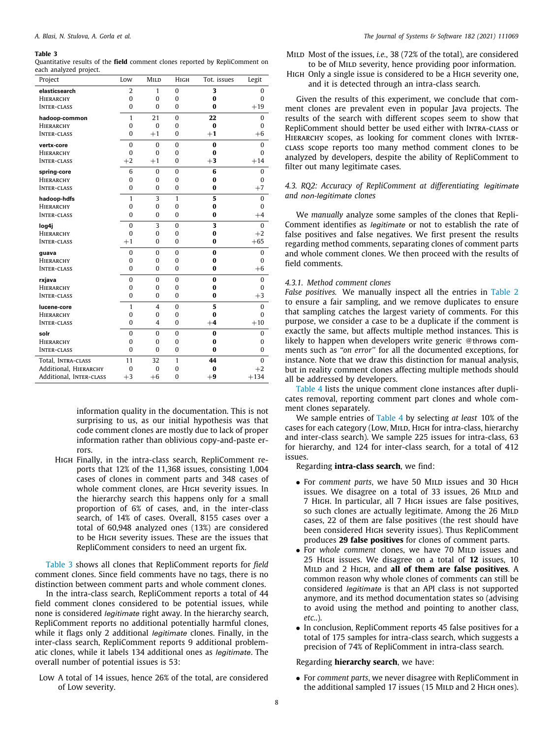**Table 3**
Quantitative results of the **field** comment clones reported by RepliComment on each analyzed project.

| Project | Low | Mild | High | Tot. issues | Legit |
|---|---|---|---|---|---|
| **elasticsearch** | 2 | 1 | 0 | **3** | 0 |
| Hierarchy | 0 | 0 | 0 | **0** | 0 |
| Inter-class | 0 | 0 | 0 | **0** | +19 |
| **hadoop-common** | 1 | 21 | 0 | **22** | 0 |
| Hierarchy | 0 | 0 | 0 | **0** | 0 |
| Inter-class | 0 | +1 | 0 | **+1** | +6 |
| **vertx-core** | 0 | 0 | 0 | **0** | 0 |
| Hierarchy | 0 | 0 | 0 | **0** | 0 |
| Inter-class | +2 | +1 | 0 | **+3** | +14 |
| **spring-core** | 6 | 0 | 0 | **6** | 0 |
| Hierarchy | 0 | 0 | 0 | **0** | 0 |
| Inter-class | 0 | 0 | 0 | **0** | +7 |
| **hadoop-hdfs** | 1 | 3 | 1 | **5** | 0 |
| Hierarchy | 0 | 0 | 0 | **0** | 0 |
| Inter-class | 0 | 0 | 0 | **0** | +4 |
| **log4j** | 0 | 3 | 0 | **3** | 0 |
| Hierarchy | 0 | 0 | 0 | **0** | +2 |
| Inter-class | +1 | 0 | 0 | **0** | +65 |
| **guava** | 0 | 0 | 0 | **0** | 0 |
| Hierarchy | 0 | 0 | 0 | **0** | 0 |
| Inter-class | 0 | 0 | 0 | **0** | +6 |
| **rxjava** | 0 | 0 | 0 | **0** | 0 |
| Hierarchy | 0 | 0 | 0 | **0** | 0 |
| Inter-class | 0 | 0 | 0 | **0** | +3 |
| **lucene-core** | 1 | 4 | 0 | **5** | 0 |
| Hierarchy | 0 | 0 | 0 | **0** | 0 |
| Inter-class | 0 | 4 | 0 | **+4** | +10 |
| **solr** | 0 | 0 | 0 | **0** | 0 |
| Hierarchy | 0 | 0 | 0 | **0** | 0 |
| Inter-class | 0 | 0 | 0 | **0** | 0 |
| Total, Intra-class | 11 | 32 | 1 | **44** | 0 |
| Additional, Hierarchy | 0 | 0 | 0 | **0** | +2 |
| Additional, Inter-class | +3 | +6 | 0 | **+9** | +134 |

information quality in the documentation. This is not surprising to us, as our initial hypothesis was that code comment clones are mostly due to lack of proper information rather than oblivious copy-and-paste errors.

High Finally, in the intra-class search, RepliComment reports that 12% of the 11,368 issues, consisting 1,004 cases of clones in comment parts and 348 cases of whole comment clones, are High severity issues. In the hierarchy search this happens only for a small proportion of 6% of cases, and, in the inter-class search, of 14% of cases. Overall, 8155 cases over a total of 60,948 analyzed ones (13%) are considered to be High severity issues. These are the issues that RepliComment considers to need an urgent fix.

Table 3 shows all clones that RepliComment reports for *field* comment clones. Since field comments have no tags, there is no distinction between comment parts and whole comment clones.

In the intra-class search, RepliComment reports a total of 44 field comment clones considered to be potential issues, while none is considered *legitimate* right away. In the hierarchy search, RepliComment reports no additional potentially harmful clones, while it flags only 2 additional *legitimate* clones. Finally, in the inter-class search, RepliComment reports 9 additional problematic clones, while it labels 134 additional ones as *legitimate*. The overall number of potential issues is 53:

Low A total of 14 issues, hence 26% of the total, are considered of Low severity.

Mild Most of the issues, *i.e.*, 38 (72% of the total), are considered to be of Mild severity, hence providing poor information.

High Only a single issue is considered to be a High severity one, and it is detected through an intra-class search.

Given the results of this experiment, we conclude that comment clones are prevalent even in popular Java projects. The results of the search with different scopes seem to show that RepliComment should better be used either with Intra-class or Hierarchy scopes, as looking for comment clones with Inter-class scope reports too many method comment clones to be analyzed by developers, despite the ability of RepliComment to filter out many legitimate cases.

### 4.3. RQ2: Accuracy of RepliComment at differentiating *legitimate* and *non-legitimate* clones

We *manually* analyze some samples of the clones that RepliComment identifies as *legitimate* or not to establish the rate of false positives and false negatives. We first present the results regarding method comments, separating clones of comment parts and whole comment clones. We then proceed with the results of field comments.

#### 4.3.1. Method comment clones

*False positives.* We manually inspect all the entries in Table 2 to ensure a fair sampling, and we remove duplicates to ensure that sampling catches the largest variety of comments. For this purpose, we consider a case to be a duplicate if the comment is exactly the same, but affects multiple method instances. This is likely to happen when developers write generic @throws comments such as "*on error*" for all the documented exceptions, for instance. Note that we draw this distinction for manual analysis, but in reality comment clones affecting multiple methods should all be addressed by developers.

Table 4 lists the unique comment clone instances after duplicates removal, reporting comment part clones and whole comment clones separately.

We sample entries of Table 4 by selecting *at least* 10% of the cases for each category (Low, Mild, High for intra-class, hierarchy and inter-class search). We sample 225 issues for intra-class, 63 for hierarchy, and 124 for inter-class search, for a total of 412 issues.

Regarding **intra-class search**, we find:

- For *comment parts*, we have 50 Mild issues and 30 High issues. We disagree on a total of 33 issues, 26 Mild and 7 High. In particular, all 7 High issues are false positives, so such clones are actually legitimate. Among the 26 Mild cases, 22 of them are false positives (the rest should have been considered High severity issues). Thus RepliComment produces **29 false positives** for clones of comment parts.
- For *whole comment* clones, we have 70 Mild issues and 25 High issues. We disagree on a total of **12** issues, 10 Mild and 2 High, and **all of them are false positives**. A common reason why whole clones of comments can still be considered *legitimate* is that an API class is not supported anymore, and its method documentation states so (advising to avoid using the method and pointing to another class, *etc.*.).
- In conclusion, RepliComment reports 45 false positives for a total of 175 samples for intra-class search, which suggests a precision of 74% of RepliComment in intra-class search.

Regarding **hierarchy search**, we have:

- For *comment parts*, we never disagree with RepliComment in the additional sampled 17 issues (15 Mild and 2 High ones).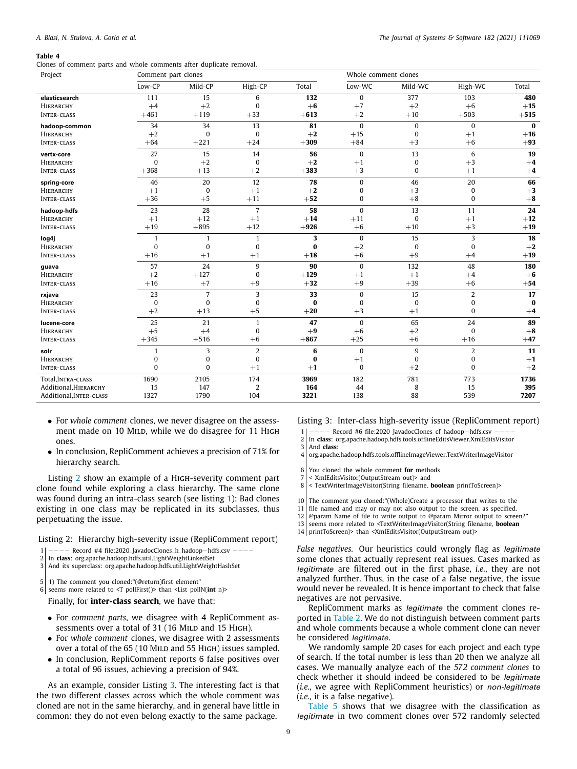**Table 4**
Clones of comment parts and whole comments after duplicate removal.

| Project | Comment part clones | | | | Whole comment clones | | | |
|---|---|---|---|---|---|---|---|---|
| | Low-CP | Mild-CP | High-CP | Total | Low-WC | Mild-WC | High-WC | Total |
| **elasticsearch** | 111 | 15 | 6 | **132** | 0 | 377 | 103 | **480** |
| Hierarchy | +4 | +2 | 0 | **+6** | +7 | +2 | +6 | **+15** |
| Inter-class | +461 | +119 | +33 | **+613** | +2 | +10 | +503 | **+515** |
| **hadoop-common** | 34 | 34 | 13 | **81** | 0 | 0 | 0 | **0** |
| Hierarchy | +2 | 0 | 0 | **+2** | +15 | 0 | +1 | **+16** |
| Inter-class | +64 | +221 | +24 | **+309** | +84 | +3 | +6 | **+93** |
| **vertx-core** | 27 | 15 | 14 | **56** | 0 | 13 | 6 | **19** |
| Hierarchy | 0 | +2 | 0 | **+2** | +1 | 0 | +3 | **+4** |
| Inter-class | +368 | +13 | +2 | **+383** | +3 | 0 | +1 | **+4** |
| **spring-core** | 46 | 20 | 12 | **78** | 0 | 46 | 20 | **66** |
| Hierarchy | +1 | 0 | +1 | **+2** | 0 | +3 | 0 | **+3** |
| Inter-class | +36 | +5 | +11 | **+52** | 0 | +8 | 0 | **+8** |
| **hadoop-hdfs** | 23 | 28 | 7 | **58** | 0 | 13 | 11 | **24** |
| Hierarchy | +1 | +12 | +1 | **+14** | +11 | 0 | +1 | **+12** |
| Inter-class | +19 | +895 | +12 | **+926** | +6 | +10 | +3 | **+19** |
| **log4j** | 1 | 1 | 1 | **3** | 0 | 15 | 3 | **18** |
| Hierarchy | 0 | 0 | 0 | **0** | +2 | 0 | 0 | **+2** |
| Inter-class | +16 | +1 | +1 | **+18** | +6 | +9 | +4 | **+19** |
| **guava** | 57 | 24 | 9 | **90** | 0 | 132 | 48 | **180** |
| Hierarchy | +2 | +127 | 0 | **+129** | +1 | +1 | +4 | **+6** |
| Inter-class | +16 | +7 | +9 | **+32** | +9 | +39 | +6 | **+54** |
| **rxjava** | 23 | 7 | 3 | **33** | 0 | 15 | 2 | **17** |
| Hierarchy | 0 | 0 | 0 | **0** | 0 | 0 | 0 | **0** |
| Inter-class | +2 | +13 | +5 | **+20** | +3 | +1 | 0 | **+4** |
| **lucene-core** | 25 | 21 | 1 | **47** | 0 | 65 | 24 | **89** |
| Hierarchy | +5 | +4 | 0 | **+9** | +6 | +2 | 0 | **+8** |
| Inter-class | +345 | +516 | +6 | **+867** | +25 | +6 | +16 | **+47** |
| **solr** | 1 | 3 | 2 | **6** | 0 | 9 | 2 | **11** |
| Hierarchy | 0 | 0 | 0 | **0** | +1 | 0 | 0 | **+1** |
| Inter-class | 0 | 0 | +1 | **+1** | 0 | +2 | 0 | **+2** |
| Total,Intra-class | 1690 | 2105 | 174 | **3969** | 182 | 781 | 773 | **1736** |
| Additional,Hierarchy | 15 | 147 | 2 | **164** | 44 | 8 | 15 | **395** |
| Additional,Inter-class | 1327 | 1790 | 104 | **3221** | 138 | 88 | 539 | **7207** |

- For *whole comment* clones, we never disagree on the assessment made on 10 Mild, while we do disagree for 11 High ones.
- In conclusion, RepliComment achieves a precision of 71% for hierarchy search.

Listing 2 show an example of a High-severity comment part clone found while exploring a class hierarchy. The same clone was found during an intra-class search (see listing 1): Bad clones existing in one class may be replicated in its subclasses, thus perpetuating the issue.

Listing 2: Hierarchy high-severity issue (RepliComment report)

```
1 ---- Record #4 file:2020_JavadocClones_h_hadoop-hdfs.csv ----
2 In class: org.apache.hadoop.hdfs.util.LightWeightLinkedSet
3 And its superclass: org.apache.hadoop.hdfs.util.LightWeightHashSet

5 1) The comment you cloned:"(@return)first element"
6 seems more related to <T pollFirst()> than <List pollN(int n)>
```

Finally, for **inter-class search**, we have that:

- For *comment parts*, we disagree with 4 RepliComment assessments over a total of 31 (16 Mild and 15 High).
- For *whole comment* clones, we disagree with 2 assessments over a total of the 65 (10 Mild and 55 High) issues sampled.
- In conclusion, RepliComment reports 6 false positives over a total of 96 issues, achieving a precision of 94%.

As an example, consider Listing 3. The interesting fact is that the two different classes across which the whole comment was cloned are not in the same hierarchy, and in general have little in common: they do not even belong exactly to the same package.

Listing 3: Inter-class high-severity issue (RepliComment report)

```
1 ---- Record #6 file:2020_JavadocClones_cf_hadoop-hdfs.csv ----
2 In class: org.apache.hadoop.hdfs.tools.offlineEditsViewer.XmlEditsVisitor
3 And class:
4 org.apache.hadoop.hdfs.tools.offlineImageViewer.TextWriterImageVisitor

6 You cloned the whole comment for methods
7 < XmlEditsVisitor(OutputStream out)> and
8 < TextWriterImageVisitor(String filename, boolean printToScreen)>

10 The comment you cloned:"(Whole)Create a processor that writes to the
11 file named and may or may not also output to the screen, as specified.
12 @param Name of file to write output to @param Mirror output to screen?"
13 seems more related to <TextWriterImageVisitor(String filename, boolean
14 printToScreen)> than <XmlEditsVisitor(OutputStream out)>
```

*False negatives.* Our heuristics could wrongly flag as *legitimate* some clones that actually represent real issues. Cases marked as *legitimate* are filtered out in the first phase, *i.e.*, they are not analyzed further. Thus, in the case of a false negative, the issue would never be revealed. It is hence important to check that false negatives are not pervasive.

RepliComment marks as *legitimate* the comment clones reported in Table 2. We do not distinguish between comment parts and whole comments because a whole comment clone can never be considered *legitimate*.

We randomly sample 20 cases for each project and each type of search. If the total number is less than 20 then we analyze all cases. We manually analyze each of the *572 comment clones* to check whether it should indeed be considered to be *legitimate* (*i.e.*, we agree with RepliComment heuristics) or *non-legitimate* (*i.e.*, it is a false negative).

Table 5 shows that we disagree with the classification as *legitimate* in two comment clones over 572 randomly selected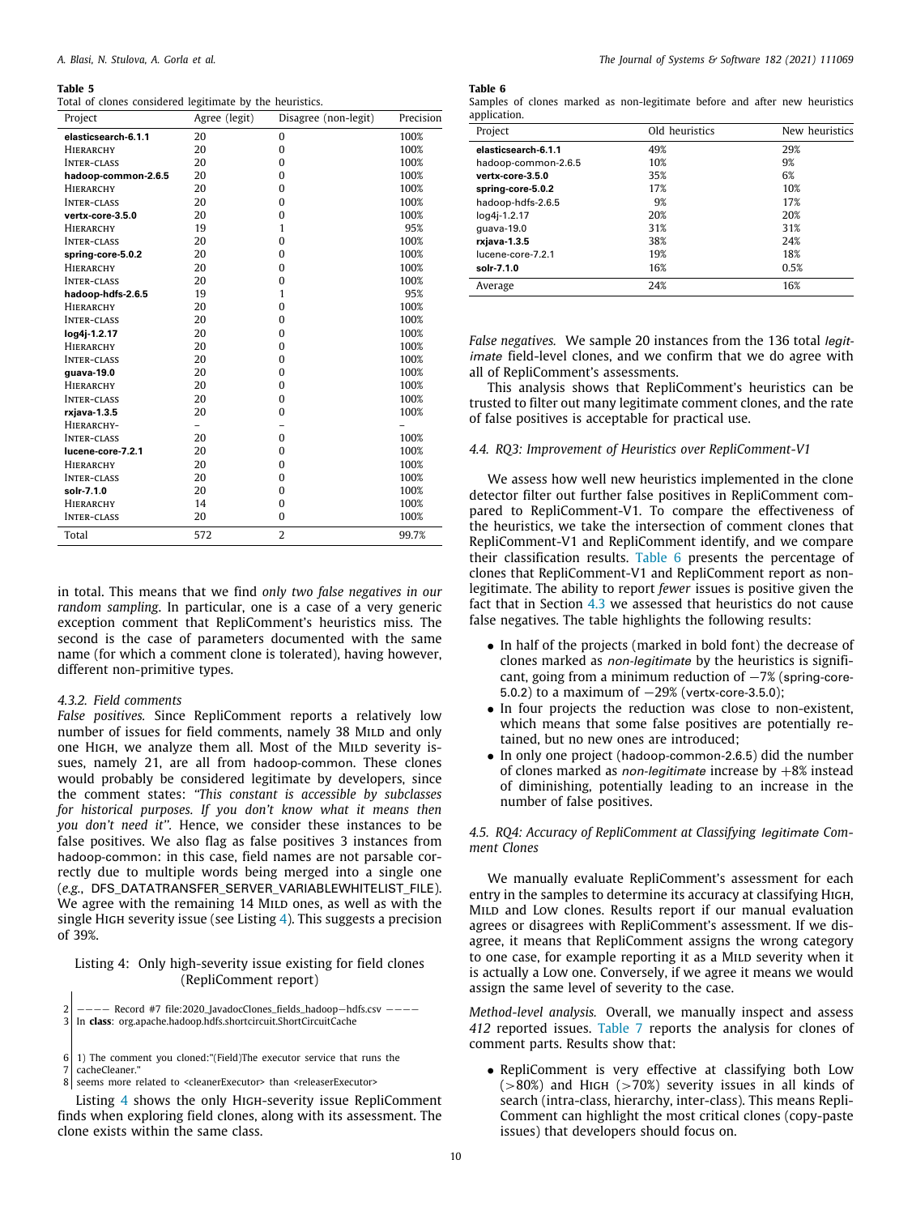**Table 5**
Total of clones considered legitimate by the heuristics.

| Project | Agree (legit) | Disagree (non-legit) | Precision |
|---|---|---|---|
| **elasticsearch-6.1.1** | 20 | 0 | 100% |
| Hierarchy | 20 | 0 | 100% |
| Inter-class | 20 | 0 | 100% |
| **hadoop-common-2.6.5** | 20 | 0 | 100% |
| Hierarchy | 20 | 0 | 100% |
| Inter-class | 20 | 0 | 100% |
| **vertx-core-3.5.0** | 20 | 0 | 100% |
| Hierarchy | 19 | 1 | 95% |
| Inter-class | 20 | 0 | 100% |
| **spring-core-5.0.2** | 20 | 0 | 100% |
| Hierarchy | 20 | 0 | 100% |
| Inter-class | 20 | 0 | 100% |
| **hadoop-hdfs-2.6.5** | 19 | 1 | 95% |
| Hierarchy | 20 | 0 | 100% |
| Inter-class | 20 | 0 | 100% |
| **log4j-1.2.17** | 20 | 0 | 100% |
| Hierarchy | 20 | 0 | 100% |
| Inter-class | 20 | 0 | 100% |
| **guava-19.0** | 20 | 0 | 100% |
| Hierarchy | 20 | 0 | 100% |
| Inter-class | 20 | 0 | 100% |
| **rxjava-1.3.5** | 20 | 0 | 100% |
| Hierarchy- | – | – | – |
| Inter-class | 20 | 0 | 100% |
| **lucene-core-7.2.1** | 20 | 0 | 100% |
| Hierarchy | 20 | 0 | 100% |
| Inter-class | 20 | 0 | 100% |
| **solr-7.1.0** | 20 | 0 | 100% |
| Hierarchy | 14 | 0 | 100% |
| Inter-class | 20 | 0 | 100% |
| Total | 572 | 2 | 99.7% |

in total. This means that we find *only two false negatives in our random sampling*. In particular, one is a case of a very generic exception comment that RepliComment's heuristics miss. The second is the case of parameters documented with the same name (for which a comment clone is tolerated), having however, different non-primitive types.

#### 4.3.2. Field comments

*False positives.* Since RepliComment reports a relatively low number of issues for field comments, namely 38 Mild and only one High, we analyze them all. Most of the Mild severity issues, namely 21, are all from hadoop-common. These clones would probably be considered legitimate by developers, since the comment states: *"This constant is accessible by subclasses for historical purposes. If you don't know what it means then you don't need it"*. Hence, we consider these instances to be false positives. We also flag as false positives 3 instances from hadoop-common: in this case, field names are not parsable correctly due to multiple words being merged into a single one (*e.g.*, DFS_DATATRANSFER_SERVER_VARIABLEWHITELIST_FILE). We agree with the remaining 14 Mild ones, as well as with the single High severity issue (see Listing 4). This suggests a precision of 39%.

Listing 4: Only high-severity issue existing for field clones (RepliComment report)

```
2  ---- Record #7 file:2020_JavadocClones_fields_hadoop-hdfs.csv ----
3  In class: org.apache.hadoop.hdfs.shortcircuit.ShortCircuitCache

6  1) The comment you cloned:"(Field)The executor service that runs the
7  cacheCleaner."
8  seems more related to <cleanerExecutor> than <releaserExecutor>
```

Listing 4 shows the only High-severity issue RepliComment finds when exploring field clones, along with its assessment. The clone exists within the same class.

**Table 6**
Samples of clones marked as non-legitimate before and after new heuristics application.

| Project | Old heuristics | New heuristics |
|---|---|---|
| **elasticsearch-6.1.1** | 49% | 29% |
| hadoop-common-2.6.5 | 10% | 9% |
| **vertx-core-3.5.0** | 35% | 6% |
| **spring-core-5.0.2** | 17% | 10% |
| hadoop-hdfs-2.6.5 | 9% | 17% |
| log4j-1.2.17 | 20% | 20% |
| guava-19.0 | 31% | 31% |
| **rxjava-1.3.5** | 38% | 24% |
| lucene-core-7.2.1 | 19% | 18% |
| **solr-7.1.0** | 16% | 0.5% |
| Average | 24% | 16% |

*False negatives.* We sample 20 instances from the 136 total *legitimate* field-level clones, and we confirm that we do agree with all of RepliComment's assessments.

This analysis shows that RepliComment's heuristics can be trusted to filter out many legitimate comment clones, and the rate of false positives is acceptable for practical use.

### 4.4. RQ3: Improvement of Heuristics over RepliComment-V1

We assess how well new heuristics implemented in the clone detector filter out further false positives in RepliComment compared to RepliComment-V1. To compare the effectiveness of the heuristics, we take the intersection of comment clones that RepliComment-V1 and RepliComment identify, and we compare their classification results. Table 6 presents the percentage of clones that RepliComment-V1 and RepliComment report as non-legitimate. The ability to report *fewer* issues is positive given the fact that in Section 4.3 we assessed that heuristics do not cause false negatives. The table highlights the following results:

- In half of the projects (marked in bold font) the decrease of clones marked as *non-legitimate* by the heuristics is significant, going from a minimum reduction of −7% (spring-core-5.0.2) to a maximum of −29% (vertx-core-3.5.0);
- In four projects the reduction was close to non-existent, which means that some false positives are potentially retained, but no new ones are introduced;
- In only one project (hadoop-common-2.6.5) did the number of clones marked as *non-legitimate* increase by +8% instead of diminishing, potentially leading to an increase in the number of false positives.

### 4.5. RQ4: Accuracy of RepliComment at Classifying *legitimate* Comment Clones

We manually evaluate RepliComment's assessment for each entry in the samples to determine its accuracy at classifying High, Mild and Low clones. Results report if our manual evaluation agrees or disagrees with RepliComment's assessment. If we disagree, it means that RepliComment assigns the wrong category to one case, for example reporting it as a Mild severity when it is actually a Low one. Conversely, if we agree it means we would assign the same level of severity to the case.

*Method-level analysis.* Overall, we manually inspect and assess *412* reported issues. Table 7 reports the analysis for clones of comment parts. Results show that:

- RepliComment is very effective at classifying both Low (>80%) and High (>70%) severity issues in all kinds of search (intra-class, hierarchy, inter-class). This means RepliComment can highlight the most critical clones (copy-paste issues) that developers should focus on.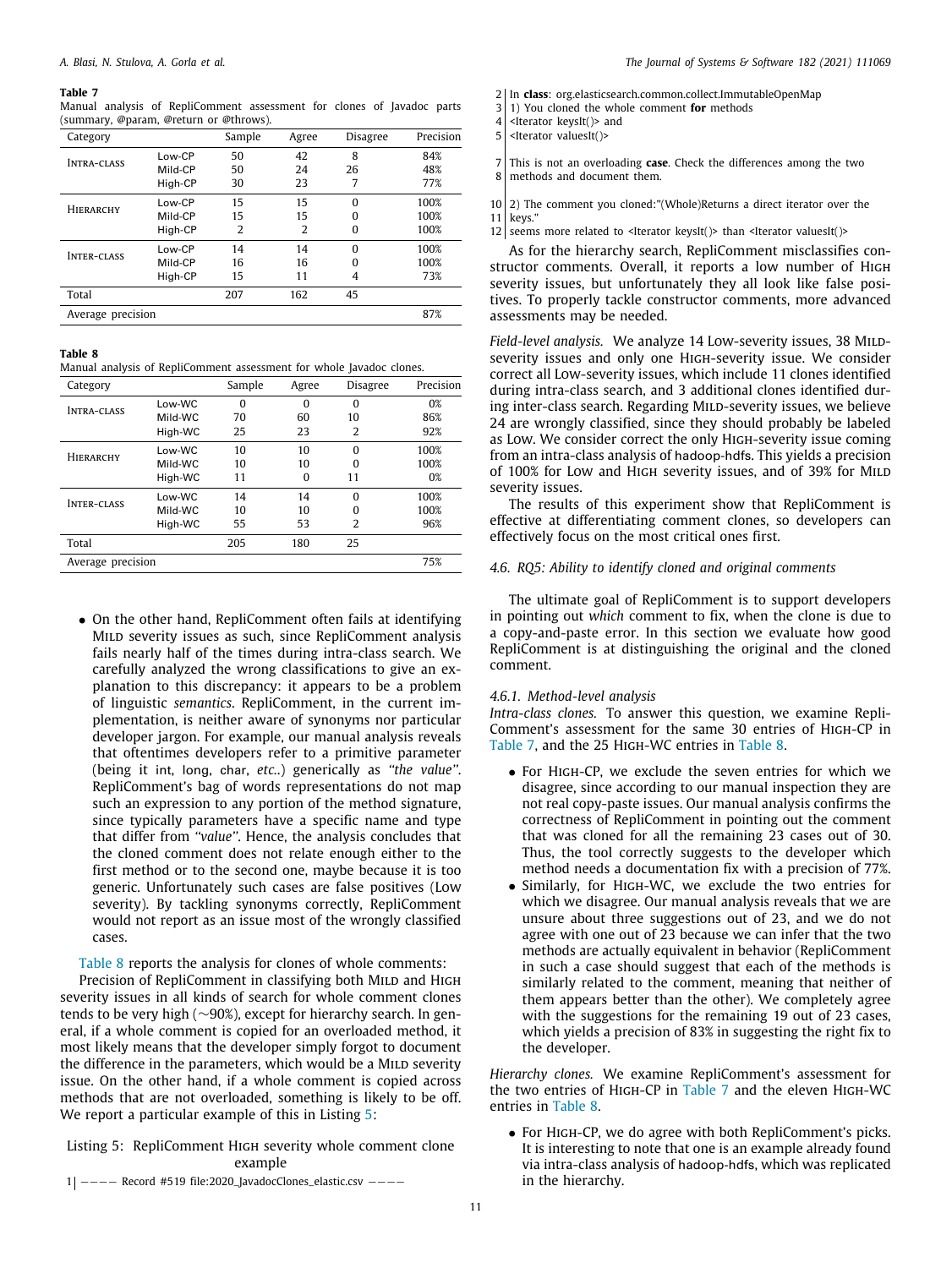**Table 7**
Manual analysis of RepliComment assessment for clones of Javadoc parts (summary, @param, @return or @throws).

| Category | | Sample | Agree | Disagree | Precision |
|---|---|---|---|---|---|
| Intra-class | Low-CP | 50 | 42 | 8 | 84% |
| | Mild-CP | 50 | 24 | 26 | 48% |
| | High-CP | 30 | 23 | 7 | 77% |
| Hierarchy | Low-CP | 15 | 15 | 0 | 100% |
| | Mild-CP | 15 | 15 | 0 | 100% |
| | High-CP | 2 | 2 | 0 | 100% |
| Inter-class | Low-CP | 14 | 14 | 0 | 100% |
| | Mild-CP | 16 | 16 | 0 | 100% |
| | High-CP | 15 | 11 | 4 | 73% |
| Total | | 207 | 162 | 45 | |
| Average precision | | | | | 87% |

**Table 8**
Manual analysis of RepliComment assessment for whole Javadoc clones.

| Category | | Sample | Agree | Disagree | Precision |
|---|---|---|---|---|---|
| Intra-class | Low-WC | 0 | 0 | 0 | 0% |
| | Mild-WC | 70 | 60 | 10 | 86% |
| | High-WC | 25 | 23 | 2 | 92% |
| Hierarchy | Low-WC | 10 | 10 | 0 | 100% |
| | Mild-WC | 10 | 10 | 0 | 100% |
| | High-WC | 11 | 0 | 11 | 0% |
| Inter-class | Low-WC | 14 | 14 | 0 | 100% |
| | Mild-WC | 10 | 10 | 0 | 100% |
| | High-WC | 55 | 53 | 2 | 96% |
| Total | | 205 | 180 | 25 | |
| Average precision | | | | | 75% |

- On the other hand, RepliComment often fails at identifying Mild severity issues as such, since RepliComment analysis fails nearly half of the times during intra-class search. We carefully analyzed the wrong classifications to give an explanation to this discrepancy: it appears to be a problem of linguistic *semantics*. RepliComment, in the current implementation, is neither aware of synonyms nor particular developer jargon. For example, our manual analysis reveals that oftentimes developers refer to a primitive parameter (being it int, long, char, *etc.*.) generically as *"the value"*. RepliComment's bag of words representations do not map such an expression to any portion of the method signature, since typically parameters have a specific name and type that differ from *"value"*. Hence, the analysis concludes that the cloned comment does not relate enough either to the first method or to the second one, maybe because it is too generic. Unfortunately such cases are false positives (Low severity). By tackling synonyms correctly, RepliComment would not report as an issue most of the wrongly classified cases.

Table 8 reports the analysis for clones of whole comments:

Precision of RepliComment in classifying both Mild and High severity issues in all kinds of search for whole comment clones tends to be very high (~90%), except for hierarchy search. In general, if a whole comment is copied for an overloaded method, it most likely means that the developer simply forgot to document the difference in the parameters, which would be a Mild severity issue. On the other hand, if a whole comment is copied across methods that are not overloaded, something is likely to be off. We report a particular example of this in Listing 5:

Listing 5: RepliComment High severity whole comment clone example

```
1  ---- Record #519 file:2020_JavadocClones_elastic.csv ----
2  In class: org.elasticsearch.common.collect.ImmutableOpenMap
3  1) You cloned the whole comment for methods
4  <Iterator keysIt()> and
5  <Iterator valuesIt()>

7  This is not an overloading case. Check the differences among the two
8  methods and document them.

10 2) The comment you cloned:"(Whole)Returns a direct iterator over the
11 keys."
12 seems more related to <Iterator keysIt()> than <Iterator valuesIt()>
```

As for the hierarchy search, RepliComment misclassifies constructor comments. Overall, it reports a low number of High severity issues, but unfortunately they all look like false positives. To properly tackle constructor comments, more advanced assessments may be needed.

*Field-level analysis.* We analyze 14 Low-severity issues, 38 Mild-severity issues and only one High-severity issue. We consider correct all Low-severity issues, which include 11 clones identified during intra-class search, and 3 additional clones identified during inter-class search. Regarding Mild-severity issues, we believe 24 are wrongly classified, since they should probably be labeled as Low. We consider correct the only High-severity issue coming from an intra-class analysis of hadoop-hdfs. This yields a precision of 100% for Low and High severity issues, and of 39% for Mild severity issues.

The results of this experiment show that RepliComment is effective at differentiating comment clones, so developers can effectively focus on the most critical ones first.

### 4.6. RQ5: Ability to identify cloned and original comments

The ultimate goal of RepliComment is to support developers in pointing out *which* comment to fix, when the clone is due to a copy-and-paste error. In this section we evaluate how good RepliComment is at distinguishing the original and the cloned comment.

#### 4.6.1. Method-level analysis

*Intra-class clones.* To answer this question, we examine RepliComment's assessment for the same 30 entries of High-CP in Table 7, and the 25 High-WC entries in Table 8.

- For High-CP, we exclude the seven entries for which we disagree, since according to our manual inspection they are not real copy-paste issues. Our manual analysis confirms the correctness of RepliComment in pointing out the comment that was cloned for all the remaining 23 cases out of 30. Thus, the tool correctly suggests to the developer which method needs a documentation fix with a precision of 77%.
- Similarly, for High-WC, we exclude the two entries for which we disagree. Our manual analysis reveals that we are unsure about three suggestions out of 23, and we do not agree with one out of 23 because we can infer that the two methods are actually equivalent in behavior (RepliComment in such a case should suggest that each of the methods is similarly related to the comment, meaning that neither of them appears better than the other). We completely agree with the suggestions for the remaining 19 out of 23 cases, which yields a precision of 83% in suggesting the right fix to the developer.

*Hierarchy clones.* We examine RepliComment's assessment for the two entries of High-CP in Table 7 and the eleven High-WC entries in Table 8.

- For High-CP, we do agree with both RepliComment's picks. It is interesting to note that one is an example already found via intra-class analysis of hadoop-hdfs, which was replicated in the hierarchy.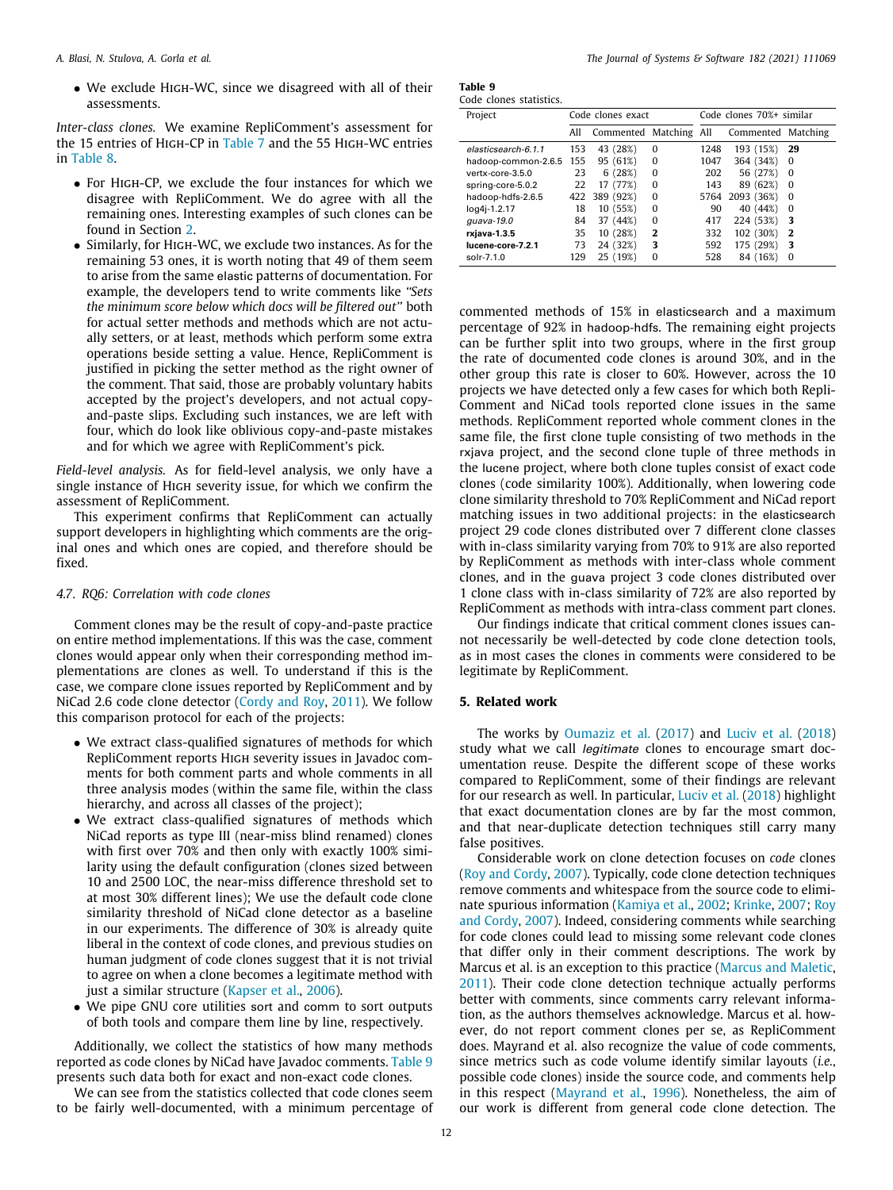- We exclude High-WC, since we disagreed with all of their assessments.

*Inter-class clones.* We examine RepliComment's assessment for the 15 entries of High-CP in Table 7 and the 55 High-WC entries in Table 8.

- For High-CP, we exclude the four instances for which we disagree with RepliComment. We do agree with all the remaining ones. Interesting examples of such clones can be found in Section 2.
- Similarly, for High-WC, we exclude two instances. As for the remaining 53 ones, it is worth noting that 49 of them seem to arise from the same elastic patterns of documentation. For example, the developers tend to write comments like *"Sets the minimum score below which docs will be filtered out"* both for actual setter methods and methods which are not actually setters, or at least, methods which perform some extra operations beside setting a value. Hence, RepliComment is justified in picking the setter method as the right owner of the comment. That said, those are probably voluntary habits accepted by the project's developers, and not actual copy-and-paste slips. Excluding such instances, we are left with four, which do look like oblivious copy-and-paste mistakes and for which we agree with RepliComment's pick.

*Field-level analysis.* As for field-level analysis, we only have a single instance of High severity issue, for which we confirm the assessment of RepliComment.

This experiment confirms that RepliComment can actually support developers in highlighting which comments are the original ones and which ones are copied, and therefore should be fixed.

### 4.7. RQ6: Correlation with code clones

Comment clones may be the result of copy-and-paste practice on entire method implementations. If this was the case, comment clones would appear only when their corresponding method implementations are clones as well. To understand if this is the case, we compare clone issues reported by RepliComment and by NiCad 2.6 code clone detector (Cordy and Roy, 2011). We follow this comparison protocol for each of the projects:

- We extract class-qualified signatures of methods for which RepliComment reports High severity issues in Javadoc comments for both comment parts and whole comments in all three analysis modes (within the same file, within the class hierarchy, and across all classes of the project);
- We extract class-qualified signatures of methods which NiCad reports as type III (near-miss blind renamed) clones with first over 70% and then only with exactly 100% similarity using the default configuration (clones sized between 10 and 2500 LOC, the near-miss difference threshold set to at most 30% different lines); We use the default code clone similarity threshold of NiCad clone detector as a baseline in our experiments. The difference of 30% is already quite liberal in the context of code clones, and previous studies on human judgment of code clones suggest that it is not trivial to agree on when a clone becomes a legitimate method with just a similar structure (Kapser et al., 2006).
- We pipe GNU core utilities sort and comm to sort outputs of both tools and compare them line by line, respectively.

Additionally, we collect the statistics of how many methods reported as code clones by NiCad have Javadoc comments. Table 9 presents such data both for exact and non-exact code clones.

We can see from the statistics collected that code clones seem to be fairly well-documented, with a minimum percentage of commented methods of 15% in elasticsearch and a maximum percentage of 92% in hadoop-hdfs. The remaining eight projects can be further split into two groups, where in the first group the rate of documented code clones is around 30%, and in the other group this rate is closer to 60%. However, across the 10 projects we have detected only a few cases for which both RepliComment and NiCad tools reported clone issues in the same methods. RepliComment reported whole comment clones in the same file, the first clone tuple consisting of two methods in the rxjava project, and the second clone tuple of three methods in the lucene project, where both clone tuples consist of exact code clones (code similarity 100%). Additionally, when lowering code clone similarity threshold to 70% RepliComment and NiCad report matching issues in two additional projects: in the elasticsearch project 29 code clones distributed over 7 different clone classes with in-class similarity varying from 70% to 91% are also reported by RepliComment as methods with inter-class whole comment clones, and in the guava project 3 code clones distributed over 1 clone class with in-class similarity of 72% are also reported by RepliComment as methods with intra-class comment part clones.

**Table 9**
Code clones statistics.

| Project | Code clones exact | | | Code clones 70%+ similar | | |
|---|---|---|---|---|---|---|
| | All | Commented | Matching | All | Commented | Matching |
| *elasticsearch-6.1.1* | 153 | 43 (28%) | 0 | 1248 | 193 (15%) | **29** |
| hadoop-common-2.6.5 | 155 | 95 (61%) | 0 | 1047 | 364 (34%) | 0 |
| vertx-core-3.5.0 | 23 | 6 (28%) | 0 | 202 | 56 (27%) | 0 |
| spring-core-5.0.2 | 22 | 17 (77%) | 0 | 143 | 89 (62%) | 0 |
| hadoop-hdfs-2.6.5 | 422 | 389 (92%) | 0 | 5764 | 2093 (36%) | 0 |
| log4j-1.2.17 | 18 | 10 (55%) | 0 | 90 | 40 (44%) | 0 |
| *guava-19.0* | 84 | 37 (44%) | 0 | 417 | 224 (53%) | **3** |
| **rxjava-1.3.5** | 35 | 10 (28%) | **2** | 332 | 102 (30%) | **2** |
| **lucene-core-7.2.1** | 73 | 24 (32%) | **3** | 592 | 175 (29%) | **3** |
| solr-7.1.0 | 129 | 25 (19%) | 0 | 528 | 84 (16%) | 0 |

Our findings indicate that critical comment clones issues cannot necessarily be well-detected by code clone detection tools, as in most cases the clones in comments were considered to be legitimate by RepliComment.

## 5. Related work

The works by Oumaziz et al. (2017) and Luciv et al. (2018) study what we call *legitimate* clones to encourage smart documentation reuse. Despite the different scope of these works compared to RepliComment, some of their findings are relevant for our research as well. In particular, Luciv et al. (2018) highlight that exact documentation clones are by far the most common, and that near-duplicate detection techniques still carry many false positives.

Considerable work on clone detection focuses on *code* clones (Roy and Cordy, 2007). Typically, code clone detection techniques remove comments and whitespace from the source code to eliminate spurious information (Kamiya et al., 2002; Krinke, 2007; Roy and Cordy, 2007). Indeed, considering comments while searching for code clones could lead to missing some relevant code clones that differ only in their comment descriptions. The work by Marcus et al. is an exception to this practice (Marcus and Maletic, 2011). Their code clone detection technique actually performs better with comments, since comments carry relevant information, as the authors themselves acknowledge. Marcus et al. however, do not report comment clones per se, as RepliComment does. Mayrand et al. also recognize the value of code comments, since metrics such as code volume identify similar layouts (*i.e.*, possible code clones) inside the source code, and comments help in this respect (Mayrand et al., 1996). Nonetheless, the aim of our work is different from general code clone detection. The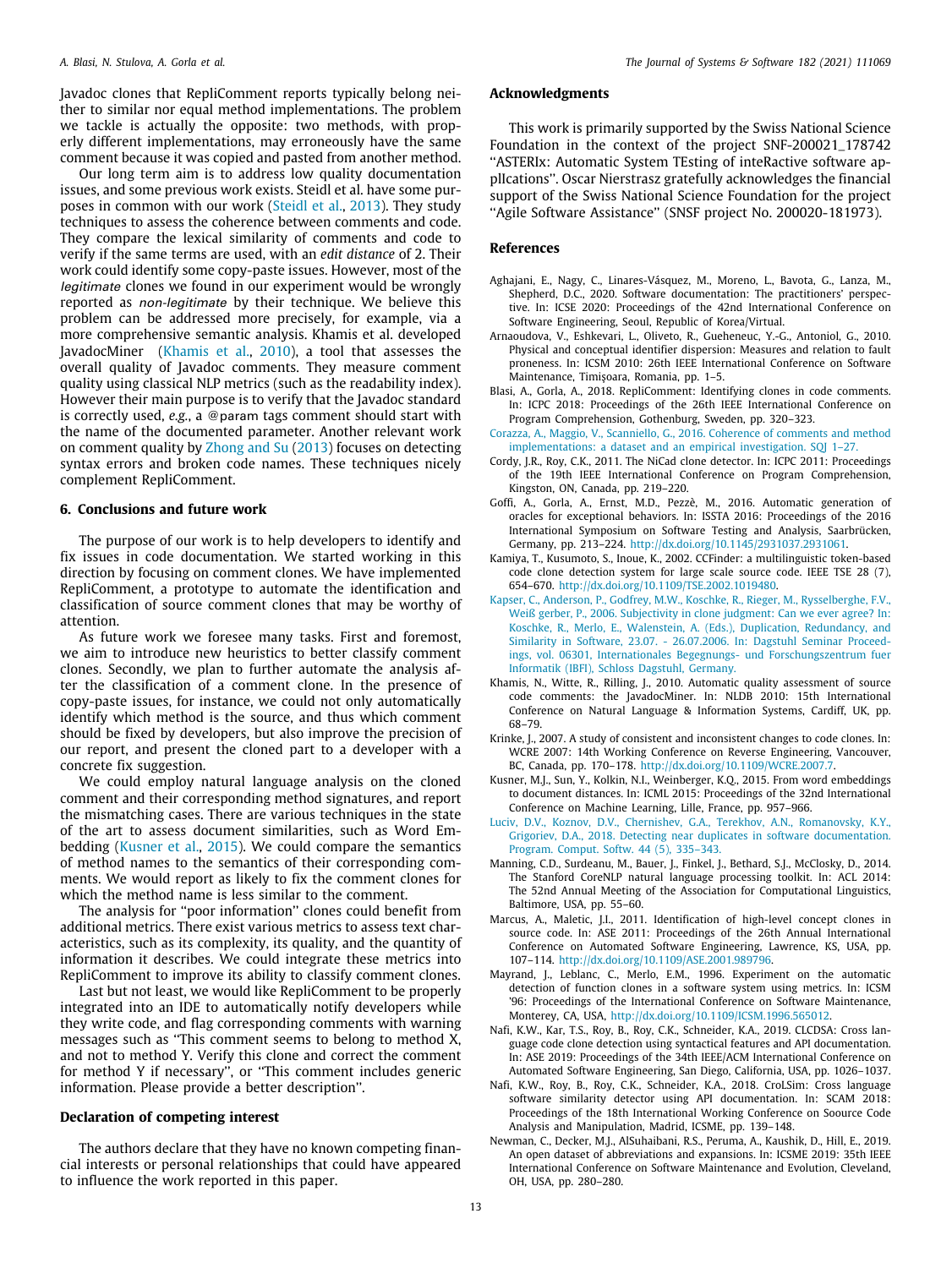Javadoc clones that RepliComment reports typically belong neither to similar nor equal method implementations. The problem we tackle is actually the opposite: two methods, with properly different implementations, may erroneously have the same comment because it was copied and pasted from another method.

Our long term aim is to address low quality documentation issues, and some previous work exists. Steidl et al. have some purposes in common with our work (Steidl et al., 2013). They study techniques to assess the coherence between comments and code. They compare the lexical similarity of comments and code to verify if the same terms are used, with an *edit distance* of 2. Their work could identify some copy-paste issues. However, most of the *legitimate* clones we found in our experiment would be wrongly reported as *non-legitimate* by their technique. We believe this problem can be addressed more precisely, for example, via a more comprehensive semantic analysis. Khamis et al. developed JavadocMiner (Khamis et al., 2010), a tool that assesses the overall quality of Javadoc comments. They measure comment quality using classical NLP metrics (such as the readability index). However their main purpose is to verify that the Javadoc standard is correctly used, *e.g.*, a @param tags comment should start with the name of the documented parameter. Another relevant work on comment quality by Zhong and Su (2013) focuses on detecting syntax errors and broken code names. These techniques nicely complement RepliComment.

## 6. Conclusions and future work

The purpose of our work is to help developers to identify and fix issues in code documentation. We started working in this direction by focusing on comment clones. We have implemented RepliComment, a prototype to automate the identification and classification of source comment clones that may be worthy of attention.

As future work we foresee many tasks. First and foremost, we aim to introduce new heuristics to better classify comment clones. Secondly, we plan to further automate the analysis after the classification of a comment clone. In the presence of copy-paste issues, for instance, we could not only automatically identify which method is the source, and thus which comment should be fixed by developers, but also improve the precision of our report, and present the cloned part to a developer with a concrete fix suggestion.

We could employ natural language analysis on the cloned comment and their corresponding method signatures, and report the mismatching cases. There are various techniques in the state of the art to assess document similarities, such as Word Embedding (Kusner et al., 2015). We could compare the semantics of method names to the semantics of their corresponding comments. We would report as likely to fix the comment clones for which the method name is less similar to the comment.

The analysis for "poor information" clones could benefit from additional metrics. There exist various metrics to assess text characteristics, such as its complexity, its quality, and the quantity of information it describes. We could integrate these metrics into RepliComment to improve its ability to classify comment clones.

Last but not least, we would like RepliComment to be properly integrated into an IDE to automatically notify developers while they write code, and flag corresponding comments with warning messages such as "This comment seems to belong to method X, and not to method Y. Verify this clone and correct the comment for method Y if necessary", or "This comment includes generic information. Please provide a better description".

## Declaration of competing interest

The authors declare that they have no known competing financial interests or personal relationships that could have appeared to influence the work reported in this paper.

## Acknowledgments

This work is primarily supported by the Swiss National Science Foundation in the context of the project SNF-200021_178742 "ASTERIx: Automatic System TEsting of inteRactive software apPlIcations". Oscar Nierstrasz gratefully acknowledges the financial support of the Swiss National Science Foundation for the project "Agile Software Assistance" (SNSF project No. 200020-181973).

## References

Aghajani, E., Nagy, C., Linares-Vásquez, M., Moreno, L., Bavota, G., Lanza, M., Shepherd, D.C., 2020. Software documentation: The practitioners' perspective. In: ICSE 2020: Proceedings of the 42nd International Conference on Software Engineering, Seoul, Republic of Korea/Virtual.

Arnaoudova, V., Eshkevari, L., Oliveto, R., Gueheneuc, Y.-G., Antoniol, G., 2010. Physical and conceptual identifier dispersion: Measures and relation to fault proneness. In: ICSM 2010: 26th IEEE International Conference on Software Maintenance, Timişoara, Romania, pp. 1–5.

Blasi, A., Gorla, A., 2018. RepliComment: Identifying clones in code comments. In: ICPC 2018: Proceedings of the 26th IEEE International Conference on Program Comprehension, Gothenburg, Sweden, pp. 320–323.

Corazza, A., Maggio, V., Scanniello, G., 2016. Coherence of comments and method implementations: a dataset and an empirical investigation. SQJ 1–27.

Cordy, J.R., Roy, C.K., 2011. The NiCad clone detector. In: ICPC 2011: Proceedings of the 19th IEEE International Conference on Program Comprehension, Kingston, ON, Canada, pp. 219–220.

Goffi, A., Gorla, A., Ernst, M.D., Pezzè, M., 2016. Automatic generation of oracles for exceptional behaviors. In: ISSTA 2016: Proceedings of the 2016 International Symposium on Software Testing and Analysis, Saarbrücken, Germany, pp. 213–224. http://dx.doi.org/10.1145/2931037.2931061.

Kamiya, T., Kusumoto, S., Inoue, K., 2002. CCFinder: a multilinguistic token-based code clone detection system for large scale source code. IEEE TSE 28 (7), 654–670. http://dx.doi.org/10.1109/TSE.2002.1019480.

Kapser, C., Anderson, P., Godfrey, M.W., Koschke, R., Rieger, M., Rysselberghe, F.V., Weiß gerber, P., 2006. Subjectivity in clone judgment: Can we ever agree? In: Koschke, R., Merlo, E., Walenstein, A. (Eds.), Duplication, Redundancy, and Similarity in Software, 23.07. - 26.07.2006. In: Dagstuhl Seminar Proceedings, vol. 06301, Internationales Begegnungs- und Forschungszentrum fuer Informatik (IBFI), Schloss Dagstuhl, Germany.

Khamis, N., Witte, R., Rilling, J., 2010. Automatic quality assessment of source code comments: the JavadocMiner. In: NLDB 2010: 15th International Conference on Natural Language & Information Systems, Cardiff, UK, pp. 68–79.

Krinke, J., 2007. A study of consistent and inconsistent changes to code clones. In: WCRE 2007: 14th Working Conference on Reverse Engineering, Vancouver, BC, Canada, pp. 170–178. http://dx.doi.org/10.1109/WCRE.2007.7.

Kusner, M.J., Sun, Y., Kolkin, N.I., Weinberger, K.Q., 2015. From word embeddings to document distances. In: ICML 2015: Proceedings of the 32nd International Conference on Machine Learning, Lille, France, pp. 957–966.

Luciv, D.V., Koznov, D.V., Chernishev, G.A., Terekhov, A.N., Romanovsky, K.Y., Grigoriev, D.A., 2018. Detecting near duplicates in software documentation. Program. Comput. Softw. 44 (5), 335–343.

Manning, C.D., Surdeanu, M., Bauer, J., Finkel, J., Bethard, S.J., McClosky, D., 2014. The Stanford CoreNLP natural language processing toolkit. In: ACL 2014: The 52nd Annual Meeting of the Association for Computational Linguistics, Baltimore, USA, pp. 55–60.

Marcus, A., Maletic, J.I., 2011. Identification of high-level concept clones in source code. In: ASE 2011: Proceedings of the 26th Annual International Conference on Automated Software Engineering, Lawrence, KS, USA, pp. 107–114. http://dx.doi.org/10.1109/ASE.2001.989796.

Mayrand, J., Leblanc, C., Merlo, E.M., 1996. Experiment on the automatic detection of function clones in a software system using metrics. In: ICSM '96: Proceedings of the International Conference on Software Maintenance, Monterey, CA, USA, http://dx.doi.org/10.1109/ICSM.1996.565012.

Nafi, K.W., Kar, T.S., Roy, B., Roy, C.K., Schneider, K.A., 2019. CLCDSA: Cross language code clone detection using syntactical features and API documentation. In: ASE 2019: Proceedings of the 34th IEEE/ACM International Conference on Automated Software Engineering, San Diego, California, USA, pp. 1026–1037.

Nafi, K.W., Roy, B., Roy, C.K., Schneider, K.A., 2018. CroLSim: Cross language software similarity detector using API documentation. In: SCAM 2018: Proceedings of the 18th International Working Conference on Soource Code Analysis and Manipulation, Madrid, ICSME, pp. 139–148.

Newman, C., Decker, M.J., AlSuhaibani, R.S., Peruma, A., Kaushik, D., Hill, E., 2019. An open dataset of abbreviations and expansions. In: ICSME 2019: 35th IEEE International Conference on Software Maintenance and Evolution, Cleveland, OH, USA, pp. 280–280.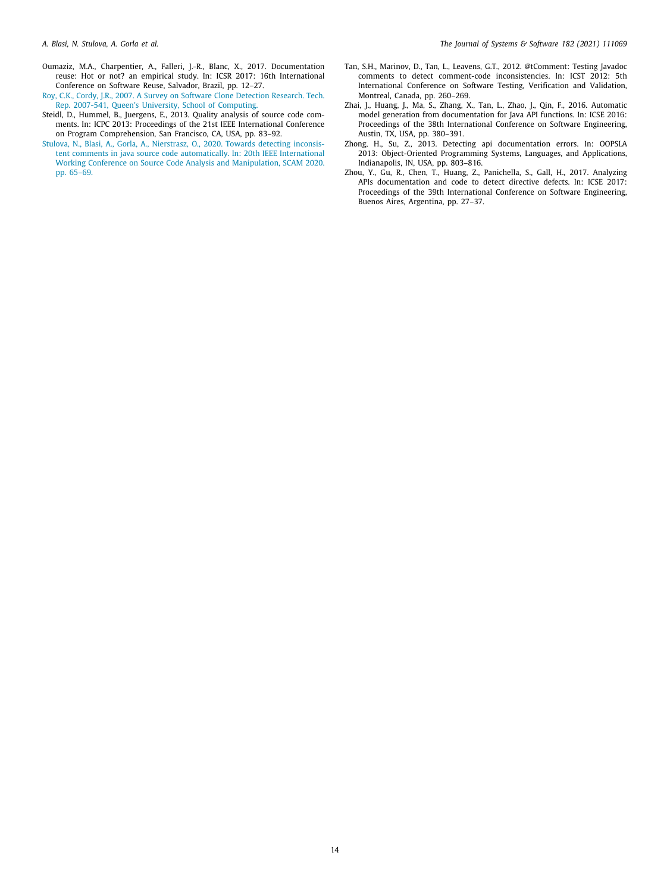Oumaziz, M.A., Charpentier, A., Falleri, J.-R., Blanc, X., 2017. Documentation reuse: Hot or not? an empirical study. In: ICSR 2017: 16th International Conference on Software Reuse, Salvador, Brazil, pp. 12–27.

Roy, C.K., Cordy, J.R., 2007. A Survey on Software Clone Detection Research. Tech. Rep. 2007-541, Queen's University, School of Computing.

Steidl, D., Hummel, B., Juergens, E., 2013. Quality analysis of source code comments. In: ICPC 2013: Proceedings of the 21st IEEE International Conference on Program Comprehension, San Francisco, CA, USA, pp. 83–92.

Stulova, N., Blasi, A., Gorla, A., Nierstrasz, O., 2020. Towards detecting inconsistent comments in java source code automatically. In: 20th IEEE International Working Conference on Source Code Analysis and Manipulation, SCAM 2020. pp. 65–69.

Tan, S.H., Marinov, D., Tan, L., Leavens, G.T., 2012. @tComment: Testing Javadoc comments to detect comment-code inconsistencies. In: ICST 2012: 5th International Conference on Software Testing, Verification and Validation, Montreal, Canada, pp. 260–269.

Zhai, J., Huang, J., Ma, S., Zhang, X., Tan, L., Zhao, J., Qin, F., 2016. Automatic model generation from documentation for Java API functions. In: ICSE 2016: Proceedings of the 38th International Conference on Software Engineering, Austin, TX, USA, pp. 380–391.

Zhong, H., Su, Z., 2013. Detecting api documentation errors. In: OOPSLA 2013: Object-Oriented Programming Systems, Languages, and Applications, Indianapolis, IN, USA, pp. 803–816.

Zhou, Y., Gu, R., Chen, T., Huang, Z., Panichella, S., Gall, H., 2017. Analyzing APIs documentation and code to detect directive defects. In: ICSE 2017: Proceedings of the 39th International Conference on Software Engineering, Buenos Aires, Argentina, pp. 27–37.